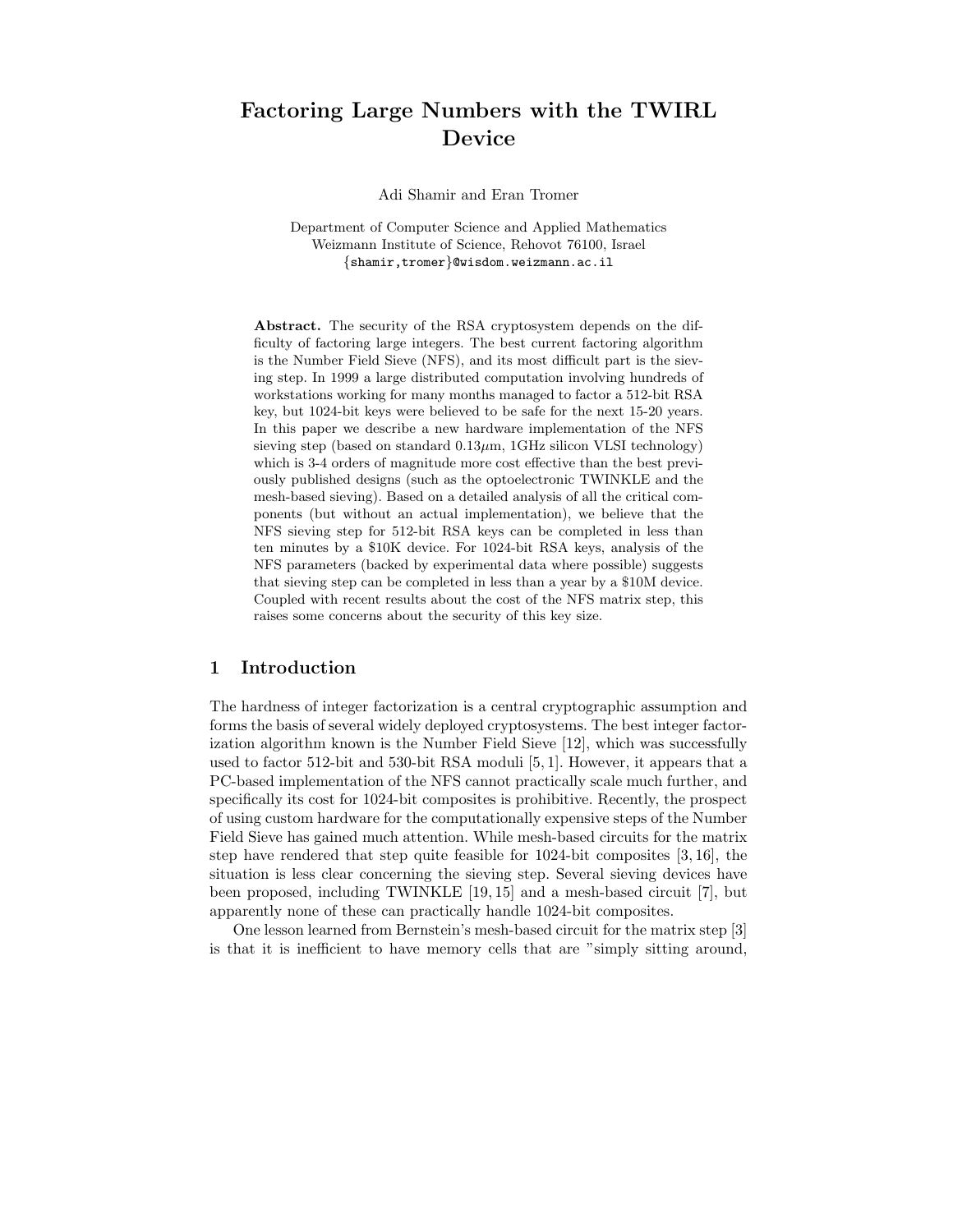# Factoring Large Numbers with the TWIRL Device

Adi Shamir and Eran Tromer

Department of Computer Science and Applied Mathematics
Weizmann Institute of Science, Rehovot 76100, Israel
{shamir,tromer}@wisdom.weizmann.ac.il

**Abstract.** The security of the RSA cryptosystem depends on the difficulty of factoring large integers. The best current factoring algorithm is the Number Field Sieve (NFS), and its most difficult part is the sieving step. In 1999 a large distributed computation involving hundreds of workstations working for many months managed to factor a 512-bit RSA key, but 1024-bit keys were believed to be safe for the next 15-20 years. In this paper we describe a new hardware implementation of the NFS sieving step (based on standard $0.13\mu$m, 1GHz silicon VLSI technology) which is 3-4 orders of magnitude more cost effective than the best previously published designs (such as the optoelectronic TWINKLE and the mesh-based sieving). Based on a detailed analysis of all the critical components (but without an actual implementation), we believe that the NFS sieving step for 512-bit RSA keys can be completed in less than ten minutes by a $10K device. For 1024-bit RSA keys, analysis of the NFS parameters (backed by experimental data where possible) suggests that sieving step can be completed in less than a year by a $10M device. Coupled with recent results about the cost of the NFS matrix step, this raises some concerns about the security of this key size.

## 1 Introduction

The hardness of integer factorization is a central cryptographic assumption and forms the basis of several widely deployed cryptosystems. The best integer factorization algorithm known is the Number Field Sieve [12], which was successfully used to factor 512-bit and 530-bit RSA moduli [5, 1]. However, it appears that a PC-based implementation of the NFS cannot practically scale much further, and specifically its cost for 1024-bit composites is prohibitive. Recently, the prospect of using custom hardware for the computationally expensive steps of the Number Field Sieve has gained much attention. While mesh-based circuits for the matrix step have rendered that step quite feasible for 1024-bit composites [3, 16], the situation is less clear concerning the sieving step. Several sieving devices have been proposed, including TWINKLE [19, 15] and a mesh-based circuit [7], but apparently none of these can practically handle 1024-bit composites.

One lesson learned from Bernstein's mesh-based circuit for the matrix step [3] is that it is inefficient to have memory cells that are "simply sitting around,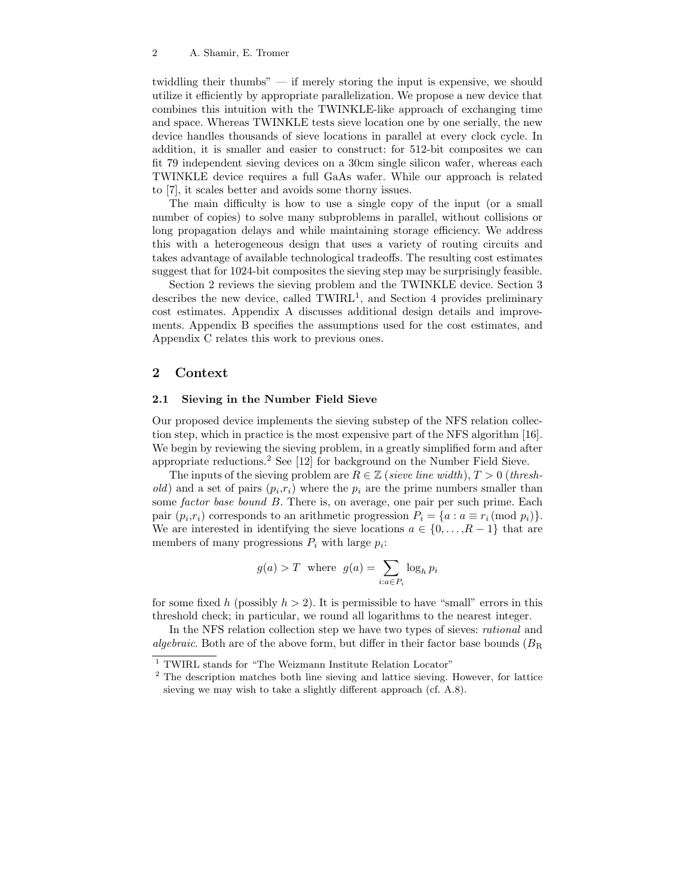twiddling their thumbs" — if merely storing the input is expensive, we should utilize it efficiently by appropriate parallelization. We propose a new device that combines this intuition with the TWINKLE-like approach of exchanging time and space. Whereas TWINKLE tests sieve location one by one serially, the new device handles thousands of sieve locations in parallel at every clock cycle. In addition, it is smaller and easier to construct: for 512-bit composites we can fit 79 independent sieving devices on a 30cm single silicon wafer, whereas each TWINKLE device requires a full GaAs wafer. While our approach is related to [7], it scales better and avoids some thorny issues.

The main difficulty is how to use a single copy of the input (or a small number of copies) to solve many subproblems in parallel, without collisions or long propagation delays and while maintaining storage efficiency. We address this with a heterogeneous design that uses a variety of routing circuits and takes advantage of available technological tradeoffs. The resulting cost estimates suggest that for 1024-bit composites the sieving step may be surprisingly feasible.

Section 2 reviews the sieving problem and the TWINKLE device. Section 3 describes the new device, called TWIRL[1], and Section 4 provides preliminary cost estimates. Appendix A discusses additional design details and improvements. Appendix B specifies the assumptions used for the cost estimates, and Appendix C relates this work to previous ones.

## 2 Context

### 2.1 Sieving in the Number Field Sieve

Our proposed device implements the sieving substep of the NFS relation collection step, which in practice is the most expensive part of the NFS algorithm [16]. We begin by reviewing the sieving problem, in a greatly simplified form and after appropriate reductions.[2] See [12] for background on the Number Field Sieve.

The inputs of the sieving problem are $R \in \mathbb{Z}$ (*sieve line width*), $T > 0$ (*threshold*) and a set of pairs $(p_i, r_i)$ where the $p_i$ are the prime numbers smaller than some *factor base bound* $B$. There is, on average, one pair per such prime. Each pair $(p_i, r_i)$ corresponds to an arithmetic progression $P_i = \{a : a \equiv r_i \,(\mathrm{mod}\ p_i)\}$. We are interested in identifying the sieve locations $a \in \{0, \ldots, R-1\}$ that are members of many progressions $P_i$ with large $p_i$:

$$g(a) > T \quad \text{where} \quad g(a) = \sum_{i: a \in P_i} \log_h p_i$$

for some fixed $h$ (possibly $h > 2$). It is permissible to have "small" errors in this threshold check; in particular, we round all logarithms to the nearest integer.

In the NFS relation collection step we have two types of sieves: *rational* and *algebraic*. Both are of the above form, but differ in their factor base bounds ($B_{\mathrm{R}}$

---

[1] TWIRL stands for "The Weizmann Institute Relation Locator"

[2] The description matches both line sieving and lattice sieving. However, for lattice sieving we may wish to take a slightly different approach (cf. A.8).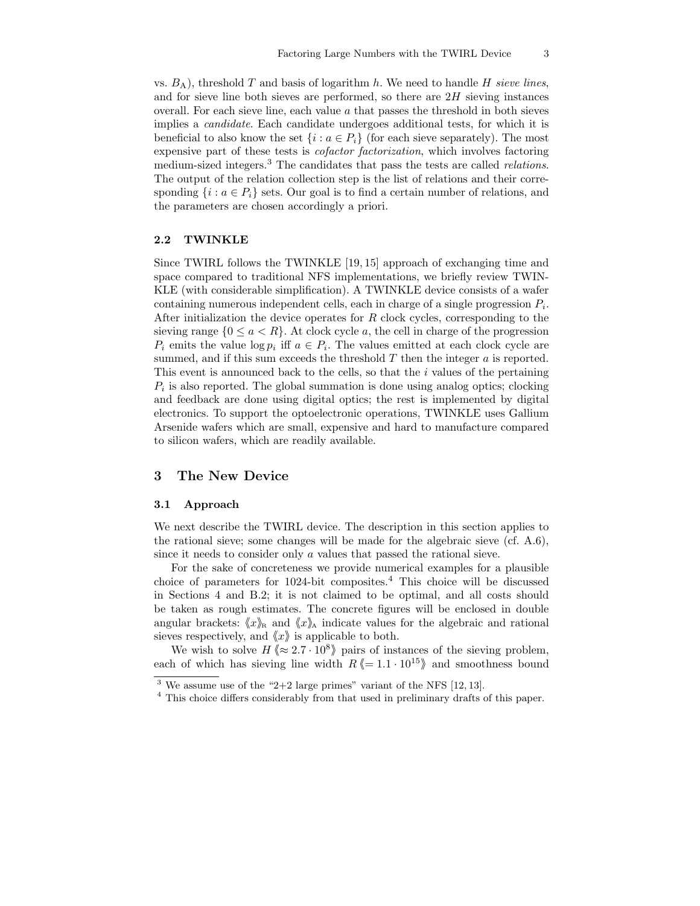vs. $B_A$), threshold $T$ and basis of logarithm $h$. We need to handle $H$ *sieve lines*, and for sieve line both sieves are performed, so there are $2H$ sieving instances overall. For each sieve line, each value $a$ that passes the threshold in both sieves implies a *candidate*. Each candidate undergoes additional tests, for which it is beneficial to also know the set $\{i : a \in P_i\}$ (for each sieve separately). The most expensive part of these tests is *cofactor factorization*, which involves factoring medium-sized integers.[3] The candidates that pass the tests are called *relations*. The output of the relation collection step is the list of relations and their corresponding $\{i : a \in P_i\}$ sets. Our goal is to find a certain number of relations, and the parameters are chosen accordingly a priori.

### 2.2 TWINKLE

Since TWIRL follows the TWINKLE [19, 15] approach of exchanging time and space compared to traditional NFS implementations, we briefly review TWINKLE (with considerable simplification). A TWINKLE device consists of a wafer containing numerous independent cells, each in charge of a single progression $P_i$. After initialization the device operates for $R$ clock cycles, corresponding to the sieving range $\{0 \leq a < R\}$. At clock cycle $a$, the cell in charge of the progression $P_i$ emits the value $\log p_i$ iff $a \in P_i$. The values emitted at each clock cycle are summed, and if this sum exceeds the threshold $T$ then the integer $a$ is reported. This event is announced back to the cells, so that the $i$ values of the pertaining $P_i$ is also reported. The global summation is done using analog optics; clocking and feedback are done using digital optics; the rest is implemented by digital electronics. To support the optoelectronic operations, TWINKLE uses Gallium Arsenide wafers which are small, expensive and hard to manufacture compared to silicon wafers, which are readily available.

## 3 The New Device

### 3.1 Approach

We next describe the TWIRL device. The description in this section applies to the rational sieve; some changes will be made for the algebraic sieve (cf. A.6), since it needs to consider only $a$ values that passed the rational sieve.

For the sake of concreteness we provide numerical examples for a plausible choice of parameters for 1024-bit composites.[4] This choice will be discussed in Sections 4 and B.2; it is not claimed to be optimal, and all costs should be taken as rough estimates. The concrete figures will be enclosed in double angular brackets: $\langle\!\langle x \rangle\!\rangle_R$ and $\langle\!\langle x \rangle\!\rangle_A$ indicate values for the algebraic and rational sieves respectively, and $\langle\!\langle x \rangle\!\rangle$ is applicable to both.

We wish to solve $H \langle\!\langle \approx 2.7 \cdot 10^8 \rangle\!\rangle$ pairs of instances of the sieving problem, each of which has sieving line width $R \langle\!\langle = 1.1 \cdot 10^{15} \rangle\!\rangle$ and smoothness bound

---

[3] We assume use of the "2+2 large primes" variant of the NFS [12, 13].

[4] This choice differs considerably from that used in preliminary drafts of this paper.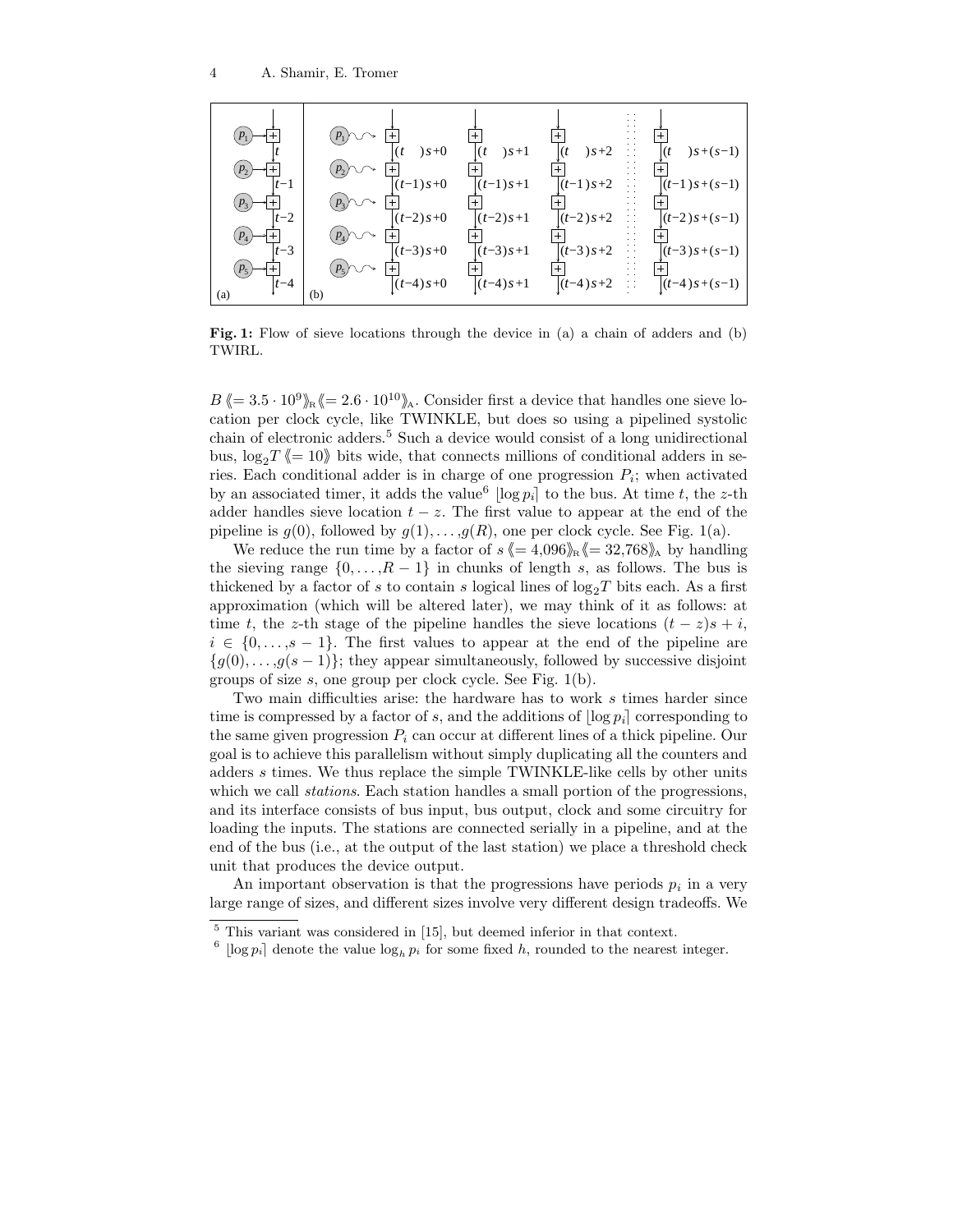**Fig. 1:** Flow of sieve locations through the device in (a) a chain of adders and (b) TWIRL.

$B \langle\!\langle = 3.5 \cdot 10^9 \rangle\!\rangle_{\text{R}} \langle\!\langle = 2.6 \cdot 10^{10} \rangle\!\rangle_{\text{A}}$. Consider first a device that handles one sieve location per clock cycle, like TWINKLE, but does so using a pipelined systolic chain of electronic adders.[5] Such a device would consist of a long unidirectional bus, $\log_2 T \langle\!\langle = 10 \rangle\!\rangle$ bits wide, that connects millions of conditional adders in series. Each conditional adder is in charge of one progression $P_i$; when activated by an associated timer, it adds the value[6] $\lfloor \log p_i \rceil$ to the bus. At time $t$, the $z$-th adder handles sieve location $t - z$. The first value to appear at the end of the pipeline is $g(0)$, followed by $g(1), \ldots, g(R)$, one per clock cycle. See Fig. 1(a).

We reduce the run time by a factor of $s \langle\!\langle = 4{,}096 \rangle\!\rangle_{\text{R}} \langle\!\langle = 32{,}768 \rangle\!\rangle_{\text{A}}$ by handling the sieving range $\{0, \ldots, R-1\}$ in chunks of length $s$, as follows. The bus is thickened by a factor of $s$ to contain $s$ logical lines of $\log_2 T$ bits each. As a first approximation (which will be altered later), we may think of it as follows: at time $t$, the $z$-th stage of the pipeline handles the sieve locations $(t - z)s + i$, $i \in \{0, \ldots, s-1\}$. The first values to appear at the end of the pipeline are $\{g(0), \ldots, g(s-1)\}$; they appear simultaneously, followed by successive disjoint groups of size $s$, one group per clock cycle. See Fig. 1(b).

Two main difficulties arise: the hardware has to work $s$ times harder since time is compressed by a factor of $s$, and the additions of $\lfloor \log p_i \rceil$ corresponding to the same given progression $P_i$ can occur at different lines of a thick pipeline. Our goal is to achieve this parallelism without simply duplicating all the counters and adders $s$ times. We thus replace the simple TWINKLE-like cells by other units which we call *stations*. Each station handles a small portion of the progressions, and its interface consists of bus input, bus output, clock and some circuitry for loading the inputs. The stations are connected serially in a pipeline, and at the end of the bus (i.e., at the output of the last station) we place a threshold check unit that produces the device output.

An important observation is that the progressions have periods $p_i$ in a very large range of sizes, and different sizes involve very different design tradeoffs. We

[5] This variant was considered in [15], but deemed inferior in that context.

[6] $\lfloor \log p_i \rceil$ denote the value $\log_h p_i$ for some fixed $h$, rounded to the nearest integer.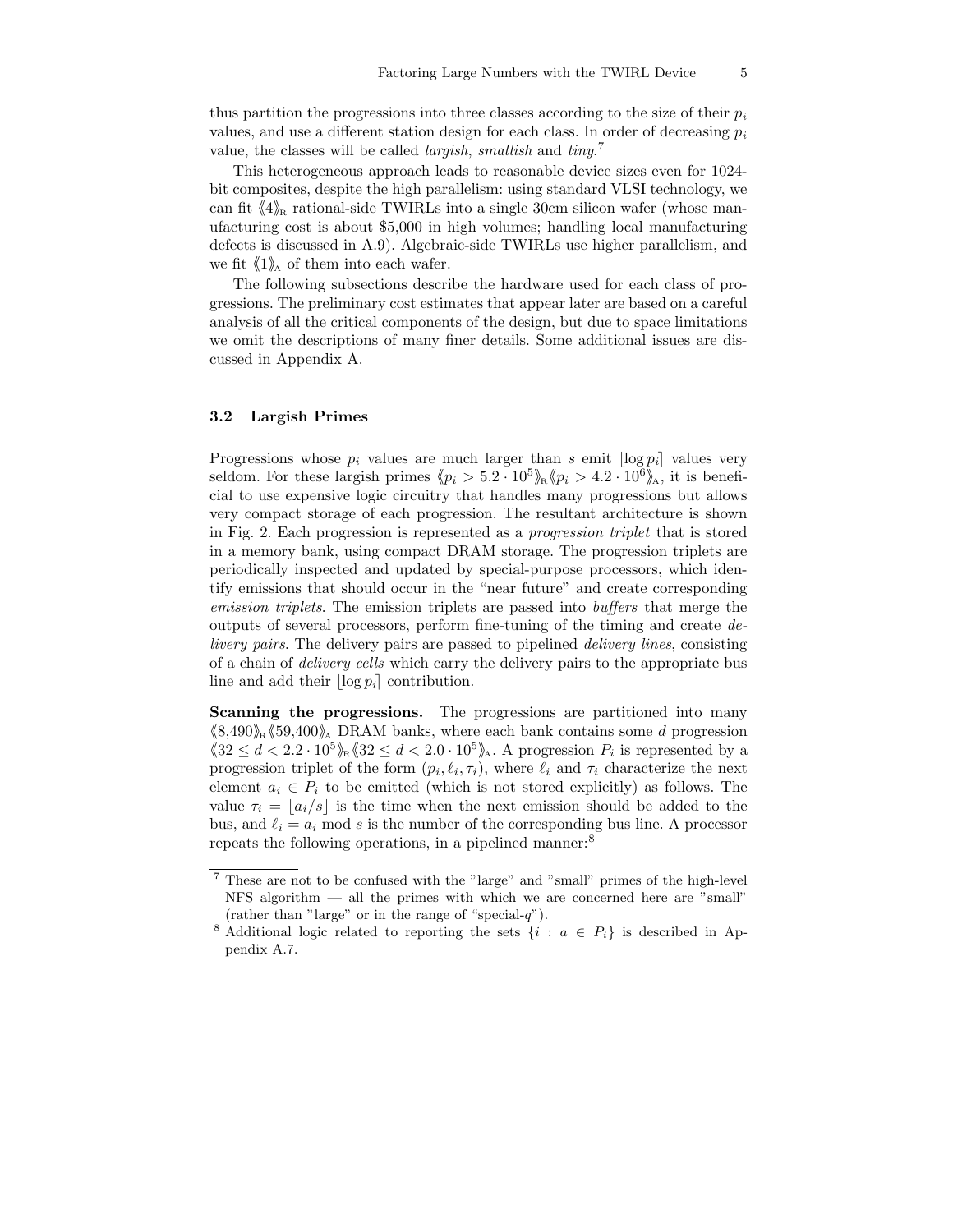thus partition the progressions into three classes according to the size of their $p_i$ values, and use a different station design for each class. In order of decreasing $p_i$ value, the classes will be called *largish*, *smallish* and *tiny*.[7]

This heterogeneous approach leads to reasonable device sizes even for 1024-bit composites, despite the high parallelism: using standard VLSI technology, we can fit $\langle\!\langle 4 \rangle\!\rangle_{\mathrm{R}}$ rational-side TWIRLs into a single 30cm silicon wafer (whose manufacturing cost is about \$5,000 in high volumes; handling local manufacturing defects is discussed in A.9). Algebraic-side TWIRLs use higher parallelism, and we fit $\langle\!\langle 1 \rangle\!\rangle_{\mathrm{A}}$ of them into each wafer.

The following subsections describe the hardware used for each class of progressions. The preliminary cost estimates that appear later are based on a careful analysis of all the critical components of the design, but due to space limitations we omit the descriptions of many finer details. Some additional issues are discussed in Appendix A.

### 3.2 Largish Primes

Progressions whose $p_i$ values are much larger than $s$ emit $\lfloor \log p_i \rceil$ values very seldom. For these largish primes $\langle\!\langle p_i > 5.2 \cdot 10^5 \rangle\!\rangle_{\mathrm{R}} \langle\!\langle p_i > 4.2 \cdot 10^6 \rangle\!\rangle_{\mathrm{A}}$, it is beneficial to use expensive logic circuitry that handles many progressions but allows very compact storage of each progression. The resultant architecture is shown in Fig. 2. Each progression is represented as a *progression triplet* that is stored in a memory bank, using compact DRAM storage. The progression triplets are periodically inspected and updated by special-purpose processors, which identify emissions that should occur in the "near future" and create corresponding *emission triplets*. The emission triplets are passed into *buffers* that merge the outputs of several processors, perform fine-tuning of the timing and create *delivery pairs*. The delivery pairs are passed to pipelined *delivery lines*, consisting of a chain of *delivery cells* which carry the delivery pairs to the appropriate bus line and add their $\lfloor \log p_i \rceil$ contribution.

**Scanning the progressions.** The progressions are partitioned into many $\langle\!\langle 8{,}490 \rangle\!\rangle_{\mathrm{R}} \langle\!\langle 59{,}400 \rangle\!\rangle_{\mathrm{A}}$ DRAM banks, where each bank contains some $d$ progression $\langle\!\langle 32 \le d < 2.2 \cdot 10^5 \rangle\!\rangle_{\mathrm{R}} \langle\!\langle 32 \le d < 2.0 \cdot 10^5 \rangle\!\rangle_{\mathrm{A}}$. A progression $P_i$ is represented by a progression triplet of the form $(p_i, \ell_i, \tau_i)$, where $\ell_i$ and $\tau_i$ characterize the next element $a_i \in P_i$ to be emitted (which is not stored explicitly) as follows. The value $\tau_i = \lfloor a_i/s \rfloor$ is the time when the next emission should be added to the bus, and $\ell_i = a_i \bmod s$ is the number of the corresponding bus line. A processor repeats the following operations, in a pipelined manner:[8]

---

[7] These are not to be confused with the "large" and "small" primes of the high-level NFS algorithm — all the primes with which we are concerned here are "small" (rather than "large" or in the range of "special-$q$").

[8] Additional logic related to reporting the sets $\{i : a \in P_i\}$ is described in Appendix A.7.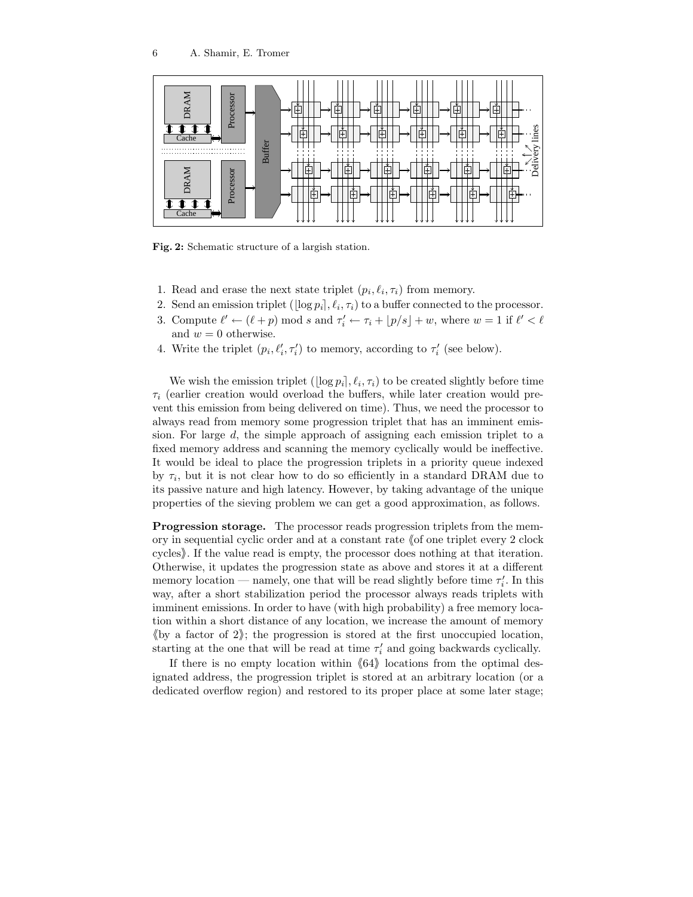Fig. 2: Schematic structure of a largish station.

1. Read and erase the next state triplet $(p_i, \ell_i, \tau_i)$ from memory.
2. Send an emission triplet $(\lfloor \log p_i \rceil, \ell_i, \tau_i)$ to a buffer connected to the processor.
3. Compute $\ell' \leftarrow (\ell + p) \bmod s$ and $\tau_i' \leftarrow \tau_i + \lfloor p/s \rfloor + w$, where $w = 1$ if $\ell' < \ell$ and $w = 0$ otherwise.
4. Write the triplet $(p_i, \ell_i', \tau_i')$ to memory, according to $\tau_i'$ (see below).

We wish the emission triplet $(\lfloor \log p_i \rceil, \ell_i, \tau_i)$ to be created slightly before time $\tau_i$ (earlier creation would overload the buffers, while later creation would prevent this emission from being delivered on time). Thus, we need the processor to always read from memory some progression triplet that has an imminent emission. For large $d$, the simple approach of assigning each emission triplet to a fixed memory address and scanning the memory cyclically would be ineffective. It would be ideal to place the progression triplets in a priority queue indexed by $\tau_i$, but it is not clear how to do so efficiently in a standard DRAM due to its passive nature and high latency. However, by taking advantage of the unique properties of the sieving problem we can get a good approximation, as follows.

**Progression storage.** The processor reads progression triplets from the memory in sequential cyclic order and at a constant rate ⟪of one triplet every 2 clock cycles⟫. If the value read is empty, the processor does nothing at that iteration. Otherwise, it updates the progression state as above and stores it at a different memory location — namely, one that will be read slightly before time $\tau_i'$. In this way, after a short stabilization period the processor always reads triplets with imminent emissions. In order to have (with high probability) a free memory location within a short distance of any location, we increase the amount of memory ⟪by a factor of 2⟫; the progression is stored at the first unoccupied location, starting at the one that will be read at time $\tau_i'$ and going backwards cyclically.

If there is no empty location within ⟪64⟫ locations from the optimal designated address, the progression triplet is stored at an arbitrary location (or a dedicated overflow region) and restored to its proper place at some later stage;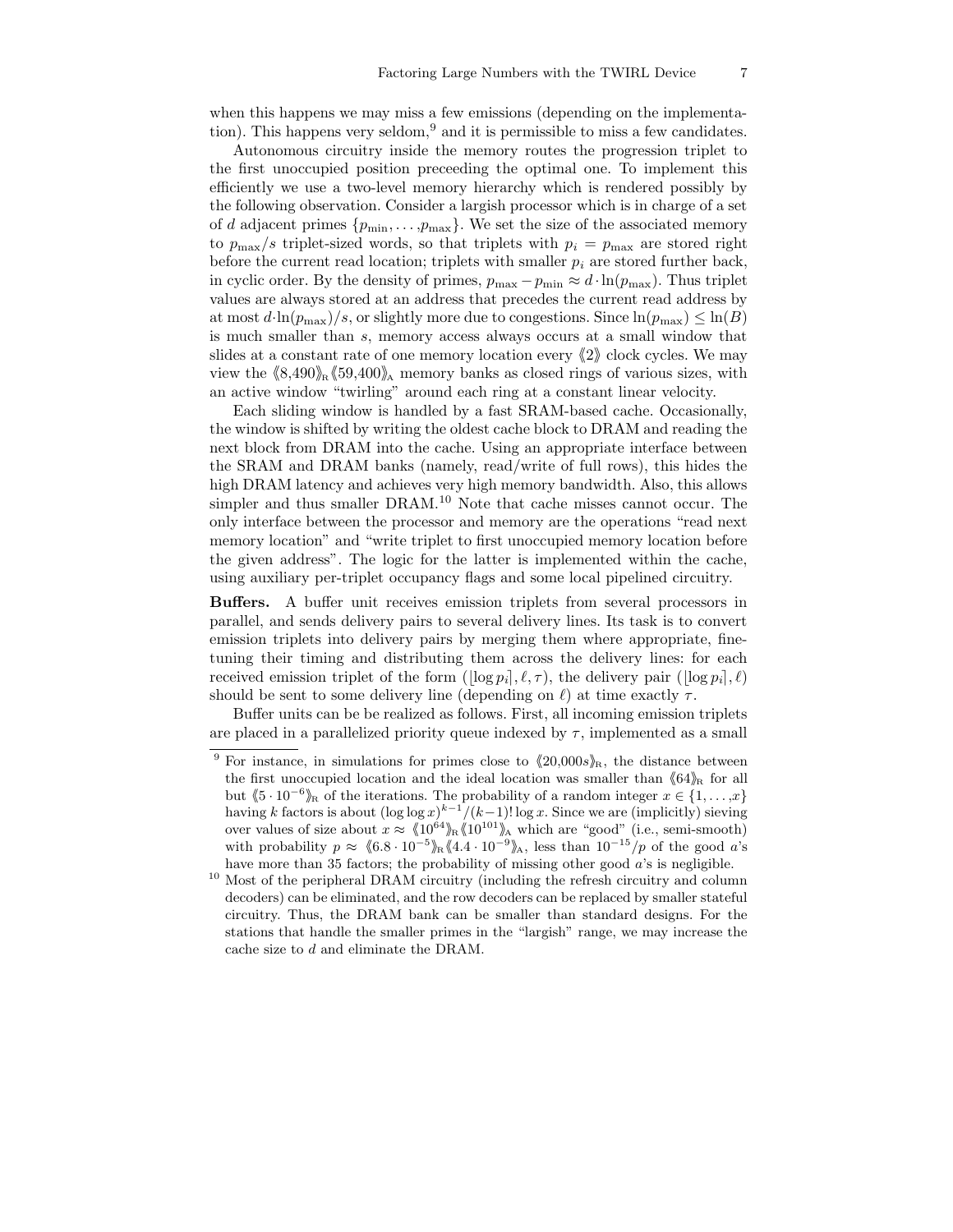when this happens we may miss a few emissions (depending on the implementation). This happens very seldom,[9] and it is permissible to miss a few candidates.

Autonomous circuitry inside the memory routes the progression triplet to the first unoccupied position preceeding the optimal one. To implement this efficiently we use a two-level memory hierarchy which is rendered possibly by the following observation. Consider a largish processor which is in charge of a set of $d$ adjacent primes $\{p_{\min}, \ldots, p_{\max}\}$. We set the size of the associated memory to $p_{\max}/s$ triplet-sized words, so that triplets with $p_i = p_{\max}$ are stored right before the current read location; triplets with smaller $p_i$ are stored further back, in cyclic order. By the density of primes, $p_{\max} - p_{\min} \approx d \cdot \ln(p_{\max})$. Thus triplet values are always stored at an address that precedes the current read address by at most $d \cdot \ln(p_{\max})/s$, or slightly more due to congestions. Since $\ln(p_{\max}) \leq \ln(B)$ is much smaller than $s$, memory access always occurs at a small window that slides at a constant rate of one memory location every $\langle\!\langle 2 \rangle\!\rangle$ clock cycles. We may view the $\langle\!\langle 8{,}490 \rangle\!\rangle_{\text{R}} \langle\!\langle 59{,}400 \rangle\!\rangle_{\text{A}}$ memory banks as closed rings of various sizes, with an active window "twirling" around each ring at a constant linear velocity.

Each sliding window is handled by a fast SRAM-based cache. Occasionally, the window is shifted by writing the oldest cache block to DRAM and reading the next block from DRAM into the cache. Using an appropriate interface between the SRAM and DRAM banks (namely, read/write of full rows), this hides the high DRAM latency and achieves very high memory bandwidth. Also, this allows simpler and thus smaller DRAM.[10] Note that cache misses cannot occur. The only interface between the processor and memory are the operations "read next memory location" and "write triplet to first unoccupied memory location before the given address". The logic for the latter is implemented within the cache, using auxiliary per-triplet occupancy flags and some local pipelined circuitry.

**Buffers.** A buffer unit receives emission triplets from several processors in parallel, and sends delivery pairs to several delivery lines. Its task is to convert emission triplets into delivery pairs by merging them where appropriate, fine-tuning their timing and distributing them across the delivery lines: for each received emission triplet of the form $(\lfloor \log p_i \rceil, \ell, \tau)$, the delivery pair $(\lfloor \log p_i \rceil, \ell)$ should be sent to some delivery line (depending on $\ell$) at time exactly $\tau$.

Buffer units can be be realized as follows. First, all incoming emission triplets are placed in a parallelized priority queue indexed by $\tau$, implemented as a small

---

[9] For instance, in simulations for primes close to $\langle\!\langle 20{,}000s \rangle\!\rangle_{\text{R}}$, the distance between the first unoccupied location and the ideal location was smaller than $\langle\!\langle 64 \rangle\!\rangle_{\text{R}}$ for all but $\langle\!\langle 5 \cdot 10^{-6} \rangle\!\rangle_{\text{R}}$ of the iterations. The probability of a random integer $x \in \{1, \ldots, x\}$ having $k$ factors is about $(\log \log x)^{k-1}/(k-1)! \log x$. Since we are (implicitly) sieving over values of size about $x \approx \langle\!\langle 10^{64} \rangle\!\rangle_{\text{R}} \langle\!\langle 10^{101} \rangle\!\rangle_{\text{A}}$ which are "good" (i.e., semi-smooth) with probability $p \approx \langle\!\langle 6.8 \cdot 10^{-5} \rangle\!\rangle_{\text{R}} \langle\!\langle 4.4 \cdot 10^{-9} \rangle\!\rangle_{\text{A}}$, less than $10^{-15}/p$ of the good $a$'s have more than 35 factors; the probability of missing other good $a$'s is negligible.

[10] Most of the peripheral DRAM circuitry (including the refresh circuitry and column decoders) can be eliminated, and the row decoders can be replaced by smaller stateful circuitry. Thus, the DRAM bank can be smaller than standard designs. For the stations that handle the smaller primes in the "largish" range, we may increase the cache size to $d$ and eliminate the DRAM.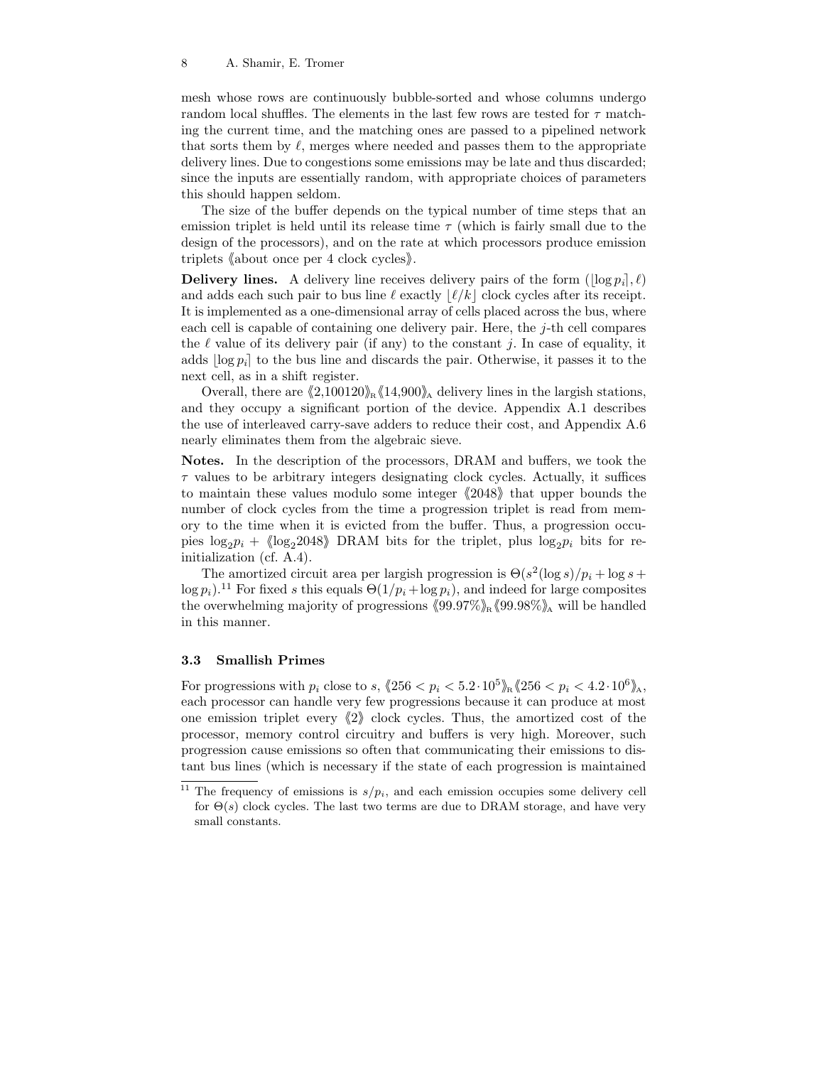mesh whose rows are continuously bubble-sorted and whose columns undergo random local shuffles. The elements in the last few rows are tested for $\tau$ matching the current time, and the matching ones are passed to a pipelined network that sorts them by $\ell$, merges where needed and passes them to the appropriate delivery lines. Due to congestions some emissions may be late and thus discarded; since the inputs are essentially random, with appropriate choices of parameters this should happen seldom.

The size of the buffer depends on the typical number of time steps that an emission triplet is held until its release time $\tau$ (which is fairly small due to the design of the processors), and on the rate at which processors produce emission triplets ⟪about once per 4 clock cycles⟫.

**Delivery lines.** A delivery line receives delivery pairs of the form $(\lfloor \log p_i \rceil, \ell)$ and adds each such pair to bus line $\ell$ exactly $\lfloor \ell/k \rfloor$ clock cycles after its receipt. It is implemented as a one-dimensional array of cells placed across the bus, where each cell is capable of containing one delivery pair. Here, the $j$-th cell compares the $\ell$ value of its delivery pair (if any) to the constant $j$. In case of equality, it adds $\lfloor \log p_i \rceil$ to the bus line and discards the pair. Otherwise, it passes it to the next cell, as in a shift register.

Overall, there are ⟪2,100120⟫$_{\text{R}}$⟪14,900⟫$_{\text{A}}$ delivery lines in the largish stations, and they occupy a significant portion of the device. Appendix A.1 describes the use of interleaved carry-save adders to reduce their cost, and Appendix A.6 nearly eliminates them from the algebraic sieve.

**Notes.** In the description of the processors, DRAM and buffers, we took the $\tau$ values to be arbitrary integers designating clock cycles. Actually, it suffices to maintain these values modulo some integer ⟪2048⟫ that upper bounds the number of clock cycles from the time a progression triplet is read from memory to the time when it is evicted from the buffer. Thus, a progression occupies $\log_2 p_i$ + ⟪$\log_2 2048$⟫ DRAM bits for the triplet, plus $\log_2 p_i$ bits for re-initialization (cf. A.4).

The amortized circuit area per largish progression is $\Theta(s^2(\log s)/p_i + \log s + \log p_i)$.[11] For fixed $s$ this equals $\Theta(1/p_i + \log p_i)$, and indeed for large composites the overwhelming majority of progressions ⟪99.97%⟫$_{\text{R}}$⟪99.98%⟫$_{\text{A}}$ will be handled in this manner.

### 3.3 Smallish Primes

For progressions with $p_i$ close to $s$, ⟪$256 < p_i < 5.2 \cdot 10^5$⟫$_{\text{R}}$⟪$256 < p_i < 4.2 \cdot 10^6$⟫$_{\text{A}}$, each processor can handle very few progressions because it can produce at most one emission triplet every ⟪2⟫ clock cycles. Thus, the amortized cost of the processor, memory control circuitry and buffers is very high. Moreover, such progression cause emissions so often that communicating their emissions to distant bus lines (which is necessary if the state of each progression is maintained

---

[11] The frequency of emissions is $s/p_i$, and each emission occupies some delivery cell for $\Theta(s)$ clock cycles. The last two terms are due to DRAM storage, and have very small constants.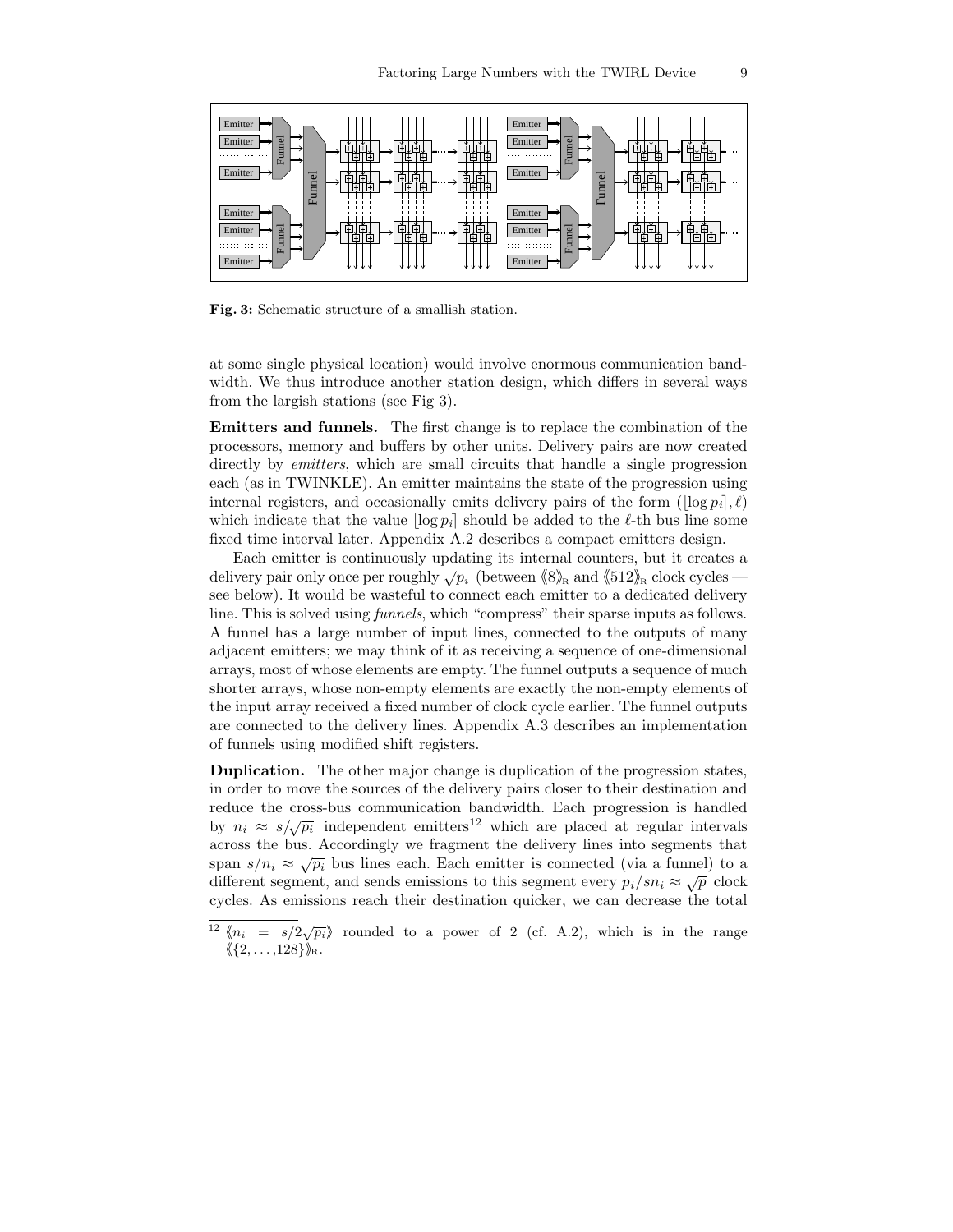**Fig. 3:** Schematic structure of a smallish station.

at some single physical location) would involve enormous communication bandwidth. We thus introduce another station design, which differs in several ways from the largish stations (see Fig 3).

**Emitters and funnels.** The first change is to replace the combination of the processors, memory and buffers by other units. Delivery pairs are now created directly by *emitters*, which are small circuits that handle a single progression each (as in TWINKLE). An emitter maintains the state of the progression using internal registers, and occasionally emits delivery pairs of the form $(\lfloor \log p_i \rceil, \ell)$ which indicate that the value $\lfloor \log p_i \rceil$ should be added to the $\ell$-th bus line some fixed time interval later. Appendix A.2 describes a compact emitters design.

Each emitter is continuously updating its internal counters, but it creates a delivery pair only once per roughly $\sqrt{p_i}$ (between $\langle\!\langle 8 \rangle\!\rangle_{\mathrm{R}}$ and $\langle\!\langle 512 \rangle\!\rangle_{\mathrm{R}}$ clock cycles — see below). It would be wasteful to connect each emitter to a dedicated delivery line. This is solved using *funnels*, which "compress" their sparse inputs as follows. A funnel has a large number of input lines, connected to the outputs of many adjacent emitters; we may think of it as receiving a sequence of one-dimensional arrays, most of whose elements are empty. The funnel outputs a sequence of much shorter arrays, whose non-empty elements are exactly the non-empty elements of the input array received a fixed number of clock cycle earlier. The funnel outputs are connected to the delivery lines. Appendix A.3 describes an implementation of funnels using modified shift registers.

**Duplication.** The other major change is duplication of the progression states, in order to move the sources of the delivery pairs closer to their destination and reduce the cross-bus communication bandwidth. Each progression is handled by $n_i \approx s/\sqrt{p_i}$ independent emitters[12] which are placed at regular intervals across the bus. Accordingly we fragment the delivery lines into segments that span $s/n_i \approx \sqrt{p_i}$ bus lines each. Each emitter is connected (via a funnel) to a different segment, and sends emissions to this segment every $p_i/sn_i \approx \sqrt{p}$ clock cycles. As emissions reach their destination quicker, we can decrease the total

[12] $\langle\!\langle n_i = s/2\sqrt{p_i} \rangle\!\rangle$ rounded to a power of 2 (cf. A.2), which is in the range $\langle\!\langle \{2, \ldots, 128\} \rangle\!\rangle_{\mathrm{R}}$.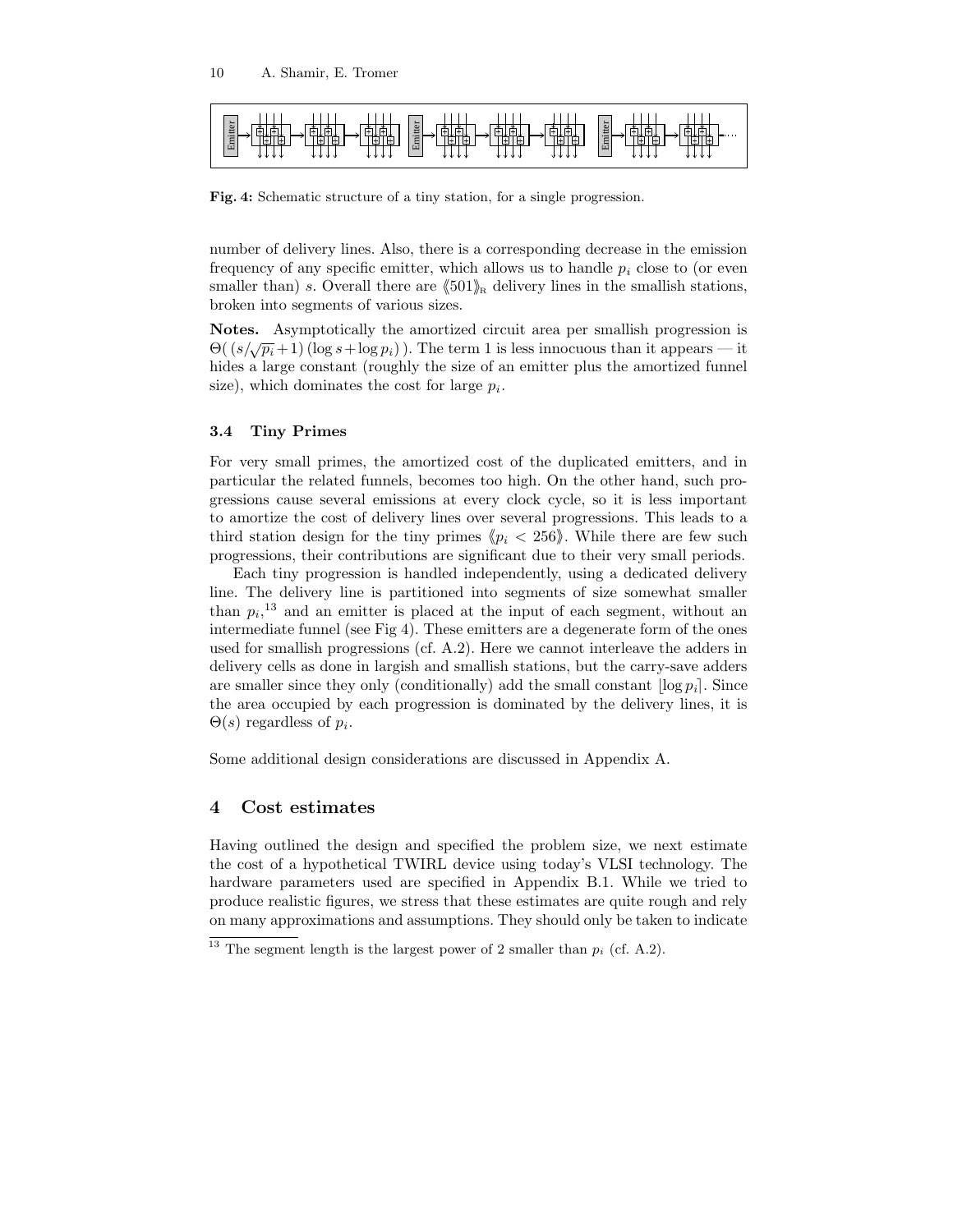Fig. 4: Schematic structure of a tiny station, for a single progression.

number of delivery lines. Also, there is a corresponding decrease in the emission frequency of any specific emitter, which allows us to handle $p_i$ close to (or even smaller than) $s$. Overall there are $\langle\!\langle 501 \rangle\!\rangle_{\mathrm{R}}$ delivery lines in the smallish stations, broken into segments of various sizes.

**Notes.** Asymptotically the amortized circuit area per smallish progression is $\Theta(\,(s/\sqrt{p_i}+1)\,(\log s + \log p_i)\,)$. The term 1 is less innocuous than it appears — it hides a large constant (roughly the size of an emitter plus the amortized funnel size), which dominates the cost for large $p_i$.

### 3.4 Tiny Primes

For very small primes, the amortized cost of the duplicated emitters, and in particular the related funnels, becomes too high. On the other hand, such progressions cause several emissions at every clock cycle, so it is less important to amortize the cost of delivery lines over several progressions. This leads to a third station design for the tiny primes $\langle\!\langle p_i < 256 \rangle\!\rangle$. While there are few such progressions, their contributions are significant due to their very small periods.

Each tiny progression is handled independently, using a dedicated delivery line. The delivery line is partitioned into segments of size somewhat smaller than $p_i$,[13] and an emitter is placed at the input of each segment, without an intermediate funnel (see Fig 4). These emitters are a degenerate form of the ones used for smallish progressions (cf. A.2). Here we cannot interleave the adders in delivery cells as done in largish and smallish stations, but the carry-save adders are smaller since they only (conditionally) add the small constant $\lfloor \log p_i \rceil$. Since the area occupied by each progression is dominated by the delivery lines, it is $\Theta(s)$ regardless of $p_i$.

Some additional design considerations are discussed in Appendix A.

## 4 Cost estimates

Having outlined the design and specified the problem size, we next estimate the cost of a hypothetical TWIRL device using today's VLSI technology. The hardware parameters used are specified in Appendix B.1. While we tried to produce realistic figures, we stress that these estimates are quite rough and rely on many approximations and assumptions. They should only be taken to indicate

[13] The segment length is the largest power of 2 smaller than $p_i$ (cf. A.2).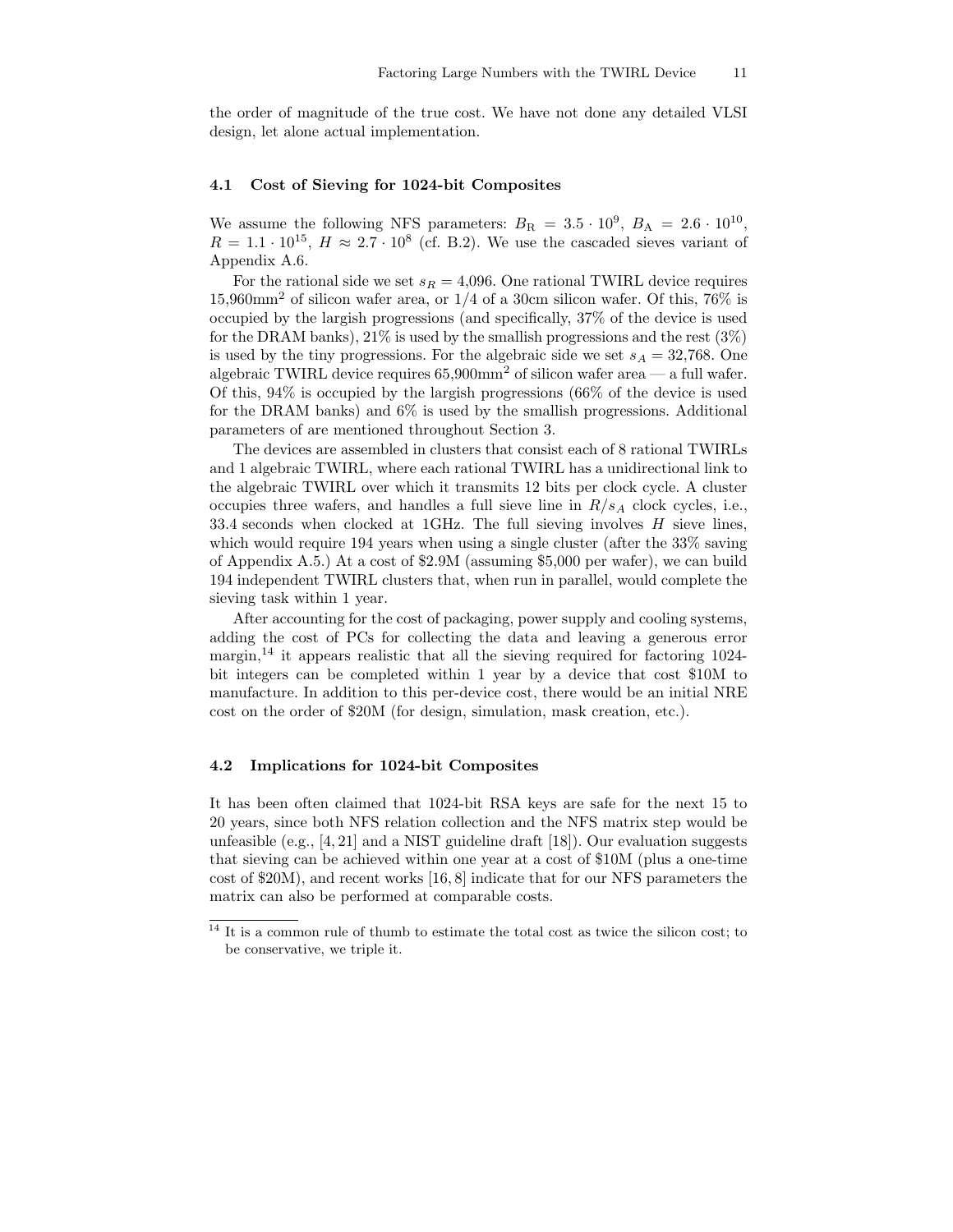the order of magnitude of the true cost. We have not done any detailed VLSI design, let alone actual implementation.

### 4.1 Cost of Sieving for 1024-bit Composites

We assume the following NFS parameters: $B_{\mathrm{R}} = 3.5 \cdot 10^9$, $B_{\mathrm{A}} = 2.6 \cdot 10^{10}$, $R = 1.1 \cdot 10^{15}$, $H \approx 2.7 \cdot 10^8$ (cf. B.2). We use the cascaded sieves variant of Appendix A.6.

For the rational side we set $s_R = 4{,}096$. One rational TWIRL device requires 15,960mm$^2$ of silicon wafer area, or 1/4 of a 30cm silicon wafer. Of this, 76% is occupied by the largish progressions (and specifically, 37% of the device is used for the DRAM banks), 21% is used by the smallish progressions and the rest (3%) is used by the tiny progressions. For the algebraic side we set $s_A = 32{,}768$. One algebraic TWIRL device requires 65,900mm$^2$ of silicon wafer area — a full wafer. Of this, 94% is occupied by the largish progressions (66% of the device is used for the DRAM banks) and 6% is used by the smallish progressions. Additional parameters of are mentioned throughout Section 3.

The devices are assembled in clusters that consist each of 8 rational TWIRLs and 1 algebraic TWIRL, where each rational TWIRL has a unidirectional link to the algebraic TWIRL over which it transmits 12 bits per clock cycle. A cluster occupies three wafers, and handles a full sieve line in $R/s_A$ clock cycles, i.e., 33.4 seconds when clocked at 1GHz. The full sieving involves $H$ sieve lines, which would require 194 years when using a single cluster (after the 33% saving of Appendix A.5.) At a cost of \$2.9M (assuming \$5,000 per wafer), we can build 194 independent TWIRL clusters that, when run in parallel, would complete the sieving task within 1 year.

After accounting for the cost of packaging, power supply and cooling systems, adding the cost of PCs for collecting the data and leaving a generous error margin,[14] it appears realistic that all the sieving required for factoring 1024-bit integers can be completed within 1 year by a device that cost \$10M to manufacture. In addition to this per-device cost, there would be an initial NRE cost on the order of \$20M (for design, simulation, mask creation, etc.).

### 4.2 Implications for 1024-bit Composites

It has been often claimed that 1024-bit RSA keys are safe for the next 15 to 20 years, since both NFS relation collection and the NFS matrix step would be unfeasible (e.g., [4, 21] and a NIST guideline draft [18]). Our evaluation suggests that sieving can be achieved within one year at a cost of \$10M (plus a one-time cost of \$20M), and recent works [16, 8] indicate that for our NFS parameters the matrix can also be performed at comparable costs.

---

[14] It is a common rule of thumb to estimate the total cost as twice the silicon cost; to be conservative, we triple it.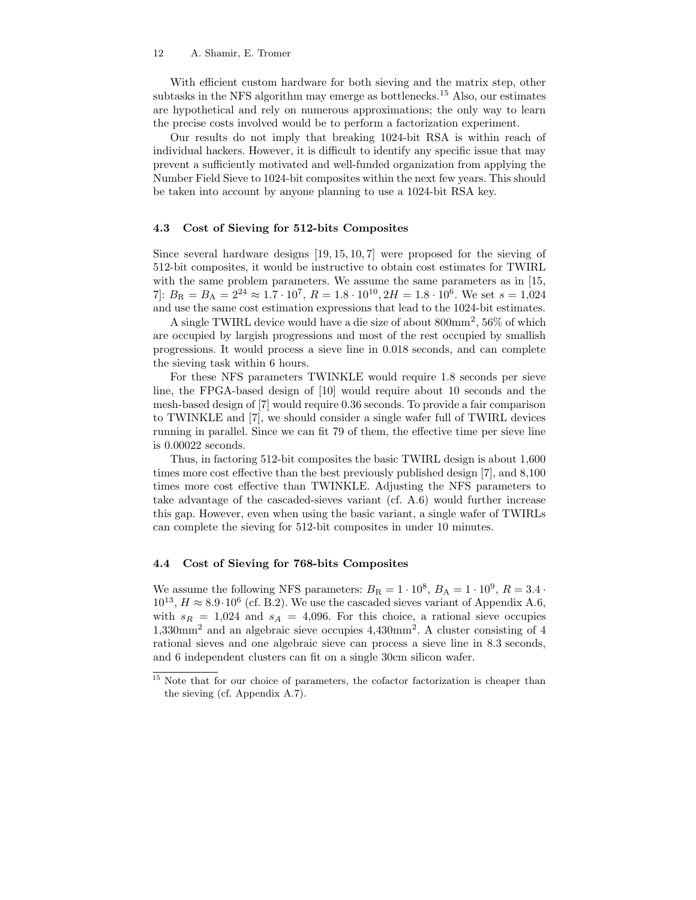With efficient custom hardware for both sieving and the matrix step, other subtasks in the NFS algorithm may emerge as bottlenecks.[15] Also, our estimates are hypothetical and rely on numerous approximations; the only way to learn the precise costs involved would be to perform a factorization experiment.

Our results do not imply that breaking 1024-bit RSA is within reach of individual hackers. However, it is difficult to identify any specific issue that may prevent a sufficiently motivated and well-funded organization from applying the Number Field Sieve to 1024-bit composites within the next few years. This should be taken into account by anyone planning to use a 1024-bit RSA key.

### 4.3 Cost of Sieving for 512-bits Composites

Since several hardware designs [19, 15, 10, 7] were proposed for the sieving of 512-bit composites, it would be instructive to obtain cost estimates for TWIRL with the same problem parameters. We assume the same parameters as in [15, 7]: $B_{\mathrm{R}} = B_{\mathrm{A}} = 2^{24} \approx 1.7 \cdot 10^7$, $R = 1.8 \cdot 10^{10}, 2H = 1.8 \cdot 10^6$. We set $s = 1{,}024$ and use the same cost estimation expressions that lead to the 1024-bit estimates.

A single TWIRL device would have a die size of about 800mm$^2$, 56% of which are occupied by largish progressions and most of the rest occupied by smallish progressions. It would process a sieve line in 0.018 seconds, and can complete the sieving task within 6 hours.

For these NFS parameters TWINKLE would require 1.8 seconds per sieve line, the FPGA-based design of [10] would require about 10 seconds and the mesh-based design of [7] would require 0.36 seconds. To provide a fair comparison to TWINKLE and [7], we should consider a single wafer full of TWIRL devices running in parallel. Since we can fit 79 of them, the effective time per sieve line is 0.00022 seconds.

Thus, in factoring 512-bit composites the basic TWIRL design is about 1,600 times more cost effective than the best previously published design [7], and 8,100 times more cost effective than TWINKLE. Adjusting the NFS parameters to take advantage of the cascaded-sieves variant (cf. A.6) would further increase this gap. However, even when using the basic variant, a single wafer of TWIRLs can complete the sieving for 512-bit composites in under 10 minutes.

### 4.4 Cost of Sieving for 768-bits Composites

We assume the following NFS parameters: $B_{\mathrm{R}} = 1 \cdot 10^8$, $B_{\mathrm{A}} = 1 \cdot 10^9$, $R = 3.4 \cdot 10^{13}$, $H \approx 8.9 \cdot 10^6$ (cf. B.2). We use the cascaded sieves variant of Appendix A.6, with $s_R = 1{,}024$ and $s_A = 4{,}096$. For this choice, a rational sieve occupies 1,330mm$^2$ and an algebraic sieve occupies 4,430mm$^2$. A cluster consisting of 4 rational sieves and one algebraic sieve can process a sieve line in 8.3 seconds, and 6 independent clusters can fit on a single 30cm silicon wafer.

[15] Note that for our choice of parameters, the cofactor factorization is cheaper than the sieving (cf. Appendix A.7).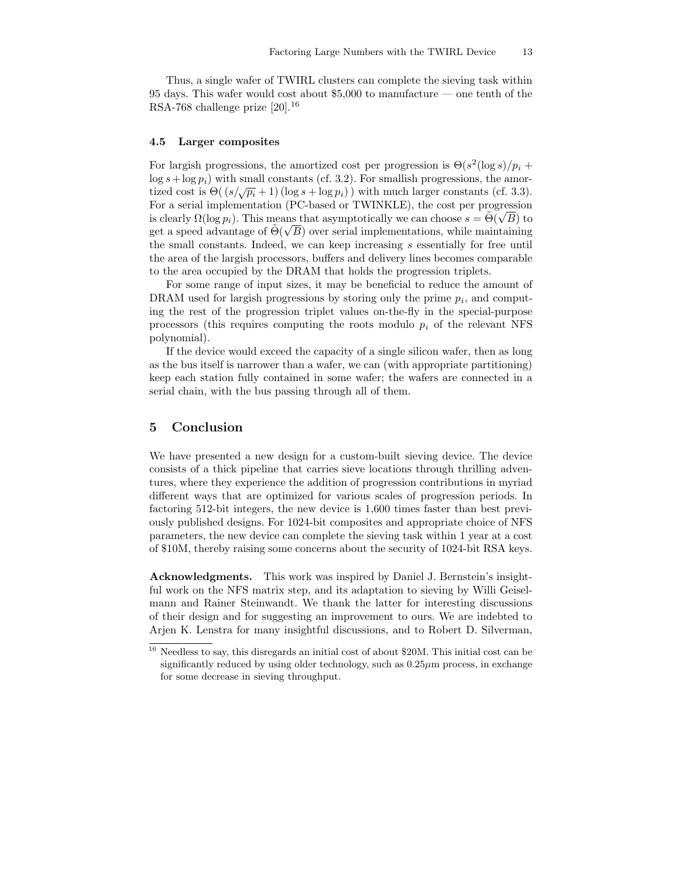Thus, a single wafer of TWIRL clusters can complete the sieving task within 95 days. This wafer would cost about \$5,000 to manufacture — one tenth of the RSA-768 challenge prize [20].[16]

### 4.5 Larger composites

For largish progressions, the amortized cost per progression is $\Theta(s^2(\log s)/p_i + \log s + \log p_i)$ with small constants (cf. 3.2). For smallish progressions, the amortized cost is $\Theta(\,(s/\sqrt{p_i}+1)\,(\log s + \log p_i)\,)$ with much larger constants (cf. 3.3). For a serial implementation (PC-based or TWINKLE), the cost per progression is clearly $\Omega(\log p_i)$. This means that asymptotically we can choose $s = \tilde{\Theta}(\sqrt{B})$ to get a speed advantage of $\tilde{\Theta}(\sqrt{B})$ over serial implementations, while maintaining the small constants. Indeed, we can keep increasing $s$ essentially for free until the area of the largish processors, buffers and delivery lines becomes comparable to the area occupied by the DRAM that holds the progression triplets.

For some range of input sizes, it may be beneficial to reduce the amount of DRAM used for largish progressions by storing only the prime $p_i$, and computing the rest of the progression triplet values on-the-fly in the special-purpose processors (this requires computing the roots modulo $p_i$ of the relevant NFS polynomial).

If the device would exceed the capacity of a single silicon wafer, then as long as the bus itself is narrower than a wafer, we can (with appropriate partitioning) keep each station fully contained in some wafer; the wafers are connected in a serial chain, with the bus passing through all of them.

## 5 Conclusion

We have presented a new design for a custom-built sieving device. The device consists of a thick pipeline that carries sieve locations through thrilling adventures, where they experience the addition of progression contributions in myriad different ways that are optimized for various scales of progression periods. In factoring 512-bit integers, the new device is 1,600 times faster than best previously published designs. For 1024-bit composites and appropriate choice of NFS parameters, the new device can complete the sieving task within 1 year at a cost of \$10M, thereby raising some concerns about the security of 1024-bit RSA keys.

**Acknowledgments.** This work was inspired by Daniel J. Bernstein's insightful work on the NFS matrix step, and its adaptation to sieving by Willi Geiselmann and Rainer Steinwandt. We thank the latter for interesting discussions of their design and for suggesting an improvement to ours. We are indebted to Arjen K. Lenstra for many insightful discussions, and to Robert D. Silverman,

---

[16] Needless to say, this disregards an initial cost of about \$20M. This initial cost can be significantly reduced by using older technology, such as $0.25\mu$m process, in exchange for some decrease in sieving throughput.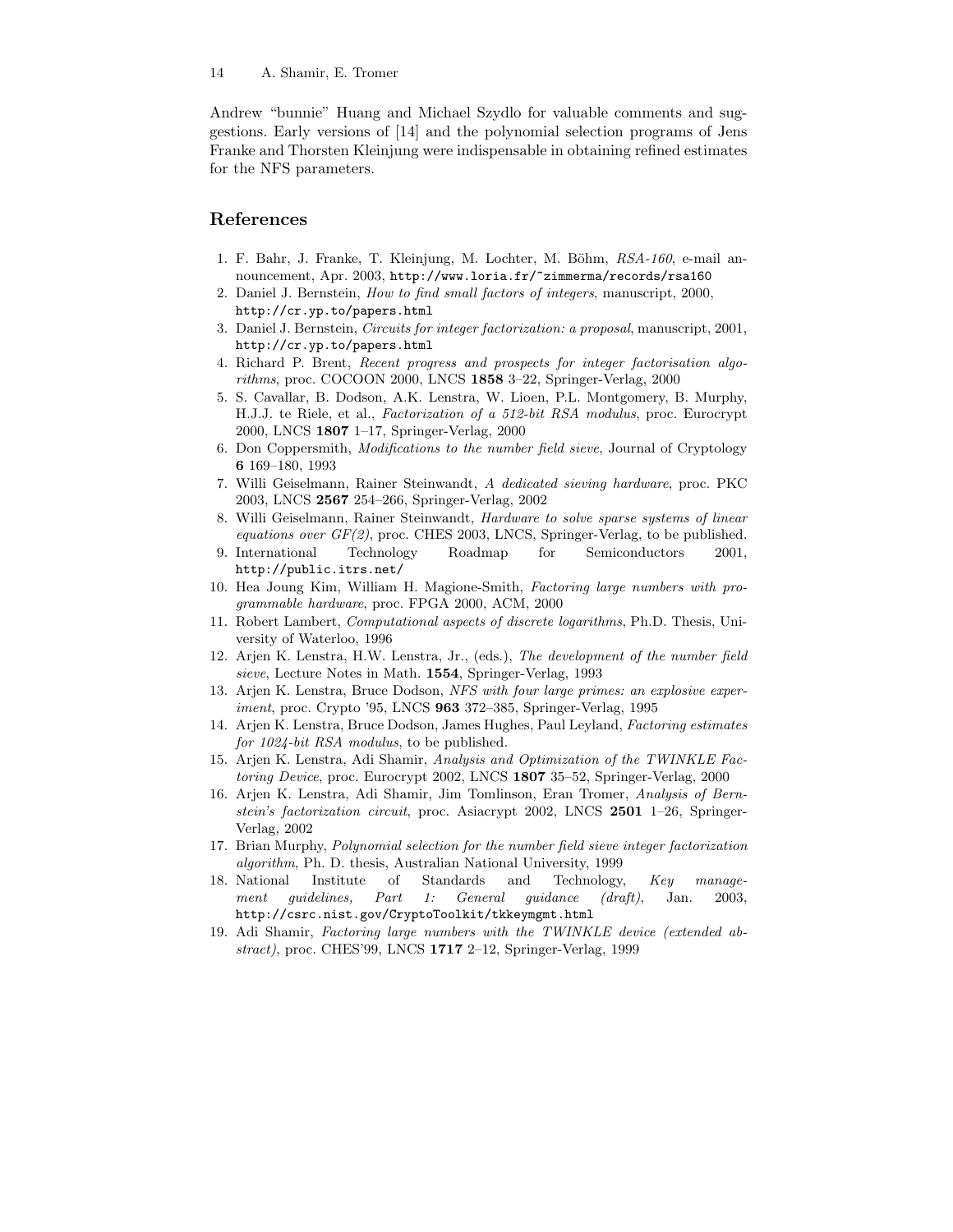Andrew "bunnie" Huang and Michael Szydlo for valuable comments and suggestions. Early versions of [14] and the polynomial selection programs of Jens Franke and Thorsten Kleinjung were indispensable in obtaining refined estimates for the NFS parameters.

## References

1. F. Bahr, J. Franke, T. Kleinjung, M. Lochter, M. Böhm, *RSA-160*, e-mail announcement, Apr. 2003, `http://www.loria.fr/~zimmerma/records/rsa160`
2. Daniel J. Bernstein, *How to find small factors of integers*, manuscript, 2000, `http://cr.yp.to/papers.html`
3. Daniel J. Bernstein, *Circuits for integer factorization: a proposal*, manuscript, 2001, `http://cr.yp.to/papers.html`
4. Richard P. Brent, *Recent progress and prospects for integer factorisation algorithms*, proc. COCOON 2000, LNCS **1858** 3–22, Springer-Verlag, 2000
5. S. Cavallar, B. Dodson, A.K. Lenstra, W. Lioen, P.L. Montgomery, B. Murphy, H.J.J. te Riele, et al., *Factorization of a 512-bit RSA modulus*, proc. Eurocrypt 2000, LNCS **1807** 1–17, Springer-Verlag, 2000
6. Don Coppersmith, *Modifications to the number field sieve*, Journal of Cryptology **6** 169–180, 1993
7. Willi Geiselmann, Rainer Steinwandt, *A dedicated sieving hardware*, proc. PKC 2003, LNCS **2567** 254–266, Springer-Verlag, 2002
8. Willi Geiselmann, Rainer Steinwandt, *Hardware to solve sparse systems of linear equations over GF(2)*, proc. CHES 2003, LNCS, Springer-Verlag, to be published.
9. International Technology Roadmap for Semiconductors 2001, `http://public.itrs.net/`
10. Hea Joung Kim, William H. Magione-Smith, *Factoring large numbers with programmable hardware*, proc. FPGA 2000, ACM, 2000
11. Robert Lambert, *Computational aspects of discrete logarithms*, Ph.D. Thesis, University of Waterloo, 1996
12. Arjen K. Lenstra, H.W. Lenstra, Jr., (eds.), *The development of the number field sieve*, Lecture Notes in Math. **1554**, Springer-Verlag, 1993
13. Arjen K. Lenstra, Bruce Dodson, *NFS with four large primes: an explosive experiment*, proc. Crypto '95, LNCS **963** 372–385, Springer-Verlag, 1995
14. Arjen K. Lenstra, Bruce Dodson, James Hughes, Paul Leyland, *Factoring estimates for 1024-bit RSA modulus*, to be published.
15. Arjen K. Lenstra, Adi Shamir, *Analysis and Optimization of the TWINKLE Factoring Device*, proc. Eurocrypt 2002, LNCS **1807** 35–52, Springer-Verlag, 2000
16. Arjen K. Lenstra, Adi Shamir, Jim Tomlinson, Eran Tromer, *Analysis of Bernstein's factorization circuit*, proc. Asiacrypt 2002, LNCS **2501** 1–26, Springer-Verlag, 2002
17. Brian Murphy, *Polynomial selection for the number field sieve integer factorization algorithm*, Ph. D. thesis, Australian National University, 1999
18. National Institute of Standards and Technology, *Key management guidelines, Part 1: General guidance (draft)*, Jan. 2003, `http://csrc.nist.gov/CryptoToolkit/tkkeymgmt.html`
19. Adi Shamir, *Factoring large numbers with the TWINKLE device (extended abstract)*, proc. CHES'99, LNCS **1717** 2–12, Springer-Verlag, 1999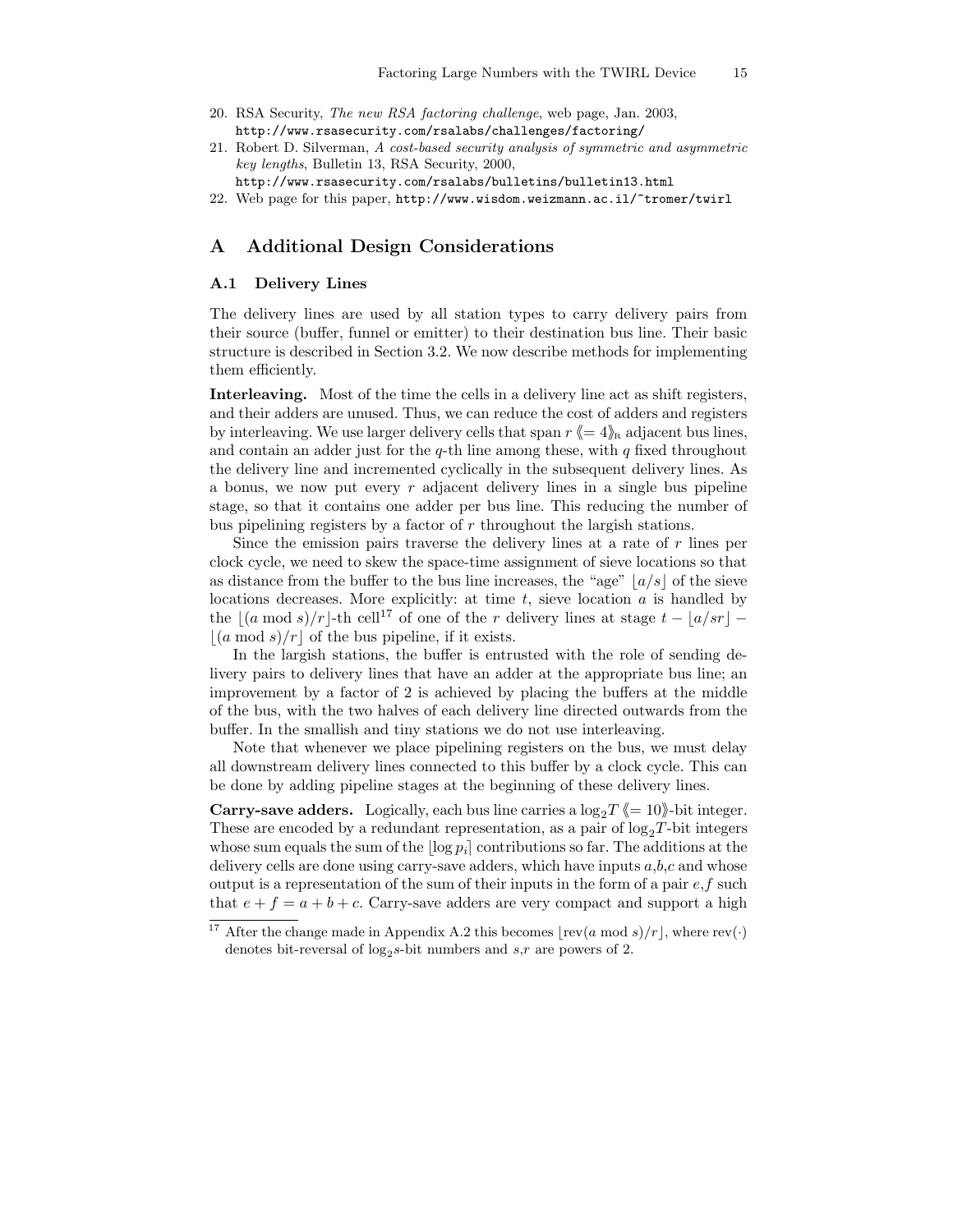20. RSA Security, *The new RSA factoring challenge*, web page, Jan. 2003, http://www.rsasecurity.com/rsalabs/challenges/factoring/
21. Robert D. Silverman, *A cost-based security analysis of symmetric and asymmetric key lengths*, Bulletin 13, RSA Security, 2000, http://www.rsasecurity.com/rsalabs/bulletins/bulletin13.html
22. Web page for this paper, http://www.wisdom.weizmann.ac.il/~tromer/twirl

## A Additional Design Considerations

### A.1 Delivery Lines

The delivery lines are used by all station types to carry delivery pairs from their source (buffer, funnel or emitter) to their destination bus line. Their basic structure is described in Section 3.2. We now describe methods for implementing them efficiently.

**Interleaving.** Most of the time the cells in a delivery line act as shift registers, and their adders are unused. Thus, we can reduce the cost of adders and registers by interleaving. We use larger delivery cells that span $r$ ⟪$= 4$⟫$_{\text{R}}$ adjacent bus lines, and contain an adder just for the $q$-th line among these, with $q$ fixed throughout the delivery line and incremented cyclically in the subsequent delivery lines. As a bonus, we now put every $r$ adjacent delivery lines in a single bus pipeline stage, so that it contains one adder per bus line. This reducing the number of bus pipelining registers by a factor of $r$ throughout the largish stations.

Since the emission pairs traverse the delivery lines at a rate of $r$ lines per clock cycle, we need to skew the space-time assignment of sieve locations so that as distance from the buffer to the bus line increases, the "age" $\lfloor a/s \rfloor$ of the sieve locations decreases. More explicitly: at time $t$, sieve location $a$ is handled by the $\lfloor (a \bmod s)/r \rfloor$-th cell[17] of one of the $r$ delivery lines at stage $t - \lfloor a/sr \rfloor - \lfloor (a \bmod s)/r \rfloor$ of the bus pipeline, if it exists.

In the largish stations, the buffer is entrusted with the role of sending delivery pairs to delivery lines that have an adder at the appropriate bus line; an improvement by a factor of 2 is achieved by placing the buffers at the middle of the bus, with the two halves of each delivery line directed outwards from the buffer. In the smallish and tiny stations we do not use interleaving.

Note that whenever we place pipelining registers on the bus, we must delay all downstream delivery lines connected to this buffer by a clock cycle. This can be done by adding pipeline stages at the beginning of these delivery lines.

**Carry-save adders.** Logically, each bus line carries a $\log_2 T$ ⟪$= 10$⟫-bit integer. These are encoded by a redundant representation, as a pair of $\log_2 T$-bit integers whose sum equals the sum of the $\lfloor \log p_i \rceil$ contributions so far. The additions at the delivery cells are done using carry-save adders, which have inputs $a$,$b$,$c$ and whose output is a representation of the sum of their inputs in the form of a pair $e$,$f$ such that $e + f = a + b + c$. Carry-save adders are very compact and support a high

[17] After the change made in Appendix A.2 this becomes $\lfloor \text{rev}(a \bmod s)/r \rfloor$, where $\text{rev}(\cdot)$ denotes bit-reversal of $\log_2 s$-bit numbers and $s$,$r$ are powers of 2.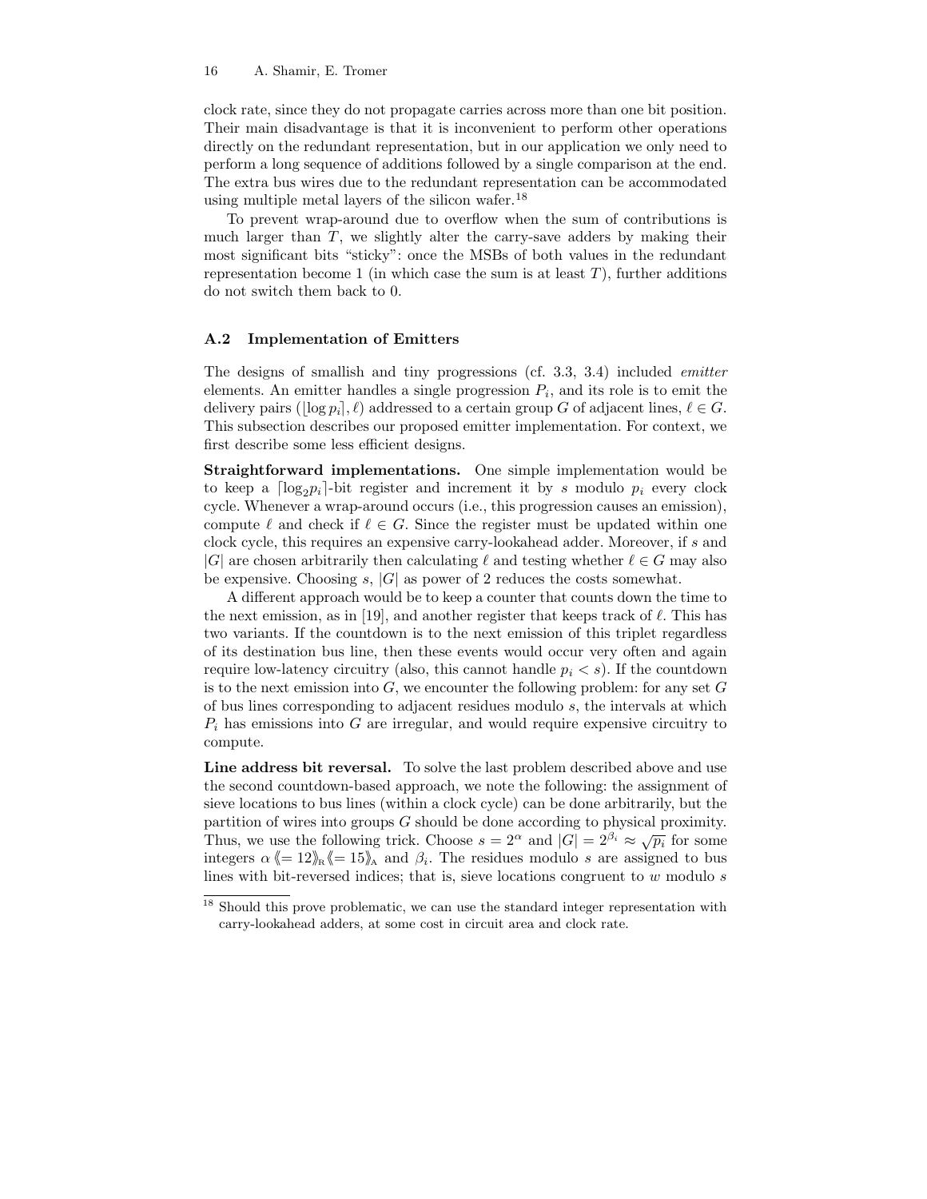clock rate, since they do not propagate carries across more than one bit position. Their main disadvantage is that it is inconvenient to perform other operations directly on the redundant representation, but in our application we only need to perform a long sequence of additions followed by a single comparison at the end. The extra bus wires due to the redundant representation can be accommodated using multiple metal layers of the silicon wafer.[18]

To prevent wrap-around due to overflow when the sum of contributions is much larger than $T$, we slightly alter the carry-save adders by making their most significant bits "sticky": once the MSBs of both values in the redundant representation become 1 (in which case the sum is at least $T$), further additions do not switch them back to 0.

### A.2 Implementation of Emitters

The designs of smallish and tiny progressions (cf. 3.3, 3.4) included *emitter* elements. An emitter handles a single progression $P_i$, and its role is to emit the delivery pairs $(\lfloor \log p_i \rceil, \ell)$ addressed to a certain group $G$ of adjacent lines, $\ell \in G$. This subsection describes our proposed emitter implementation. For context, we first describe some less efficient designs.

**Straightforward implementations.** One simple implementation would be to keep a $\lceil \log_2 p_i \rceil$-bit register and increment it by $s$ modulo $p_i$ every clock cycle. Whenever a wrap-around occurs (i.e., this progression causes an emission), compute $\ell$ and check if $\ell \in G$. Since the register must be updated within one clock cycle, this requires an expensive carry-lookahead adder. Moreover, if $s$ and $|G|$ are chosen arbitrarily then calculating $\ell$ and testing whether $\ell \in G$ may also be expensive. Choosing $s$, $|G|$ as power of 2 reduces the costs somewhat.

A different approach would be to keep a counter that counts down the time to the next emission, as in [19], and another register that keeps track of $\ell$. This has two variants. If the countdown is to the next emission of this triplet regardless of its destination bus line, then these events would occur very often and again require low-latency circuitry (also, this cannot handle $p_i < s$). If the countdown is to the next emission into $G$, we encounter the following problem: for any set $G$ of bus lines corresponding to adjacent residues modulo $s$, the intervals at which $P_i$ has emissions into $G$ are irregular, and would require expensive circuitry to compute.

**Line address bit reversal.** To solve the last problem described above and use the second countdown-based approach, we note the following: the assignment of sieve locations to bus lines (within a clock cycle) can be done arbitrarily, but the partition of wires into groups $G$ should be done according to physical proximity. Thus, we use the following trick. Choose $s = 2^\alpha$ and $|G| = 2^{\beta_i} \approx \sqrt{p_i}$ for some integers $\alpha \,\langle\!\langle = 12 \rangle\!\rangle_{\text{R}} \langle\!\langle = 15 \rangle\!\rangle_{\text{A}}$ and $\beta_i$. The residues modulo $s$ are assigned to bus lines with bit-reversed indices; that is, sieve locations congruent to $w$ modulo $s$

[18] Should this prove problematic, we can use the standard integer representation with carry-lookahead adders, at some cost in circuit area and clock rate.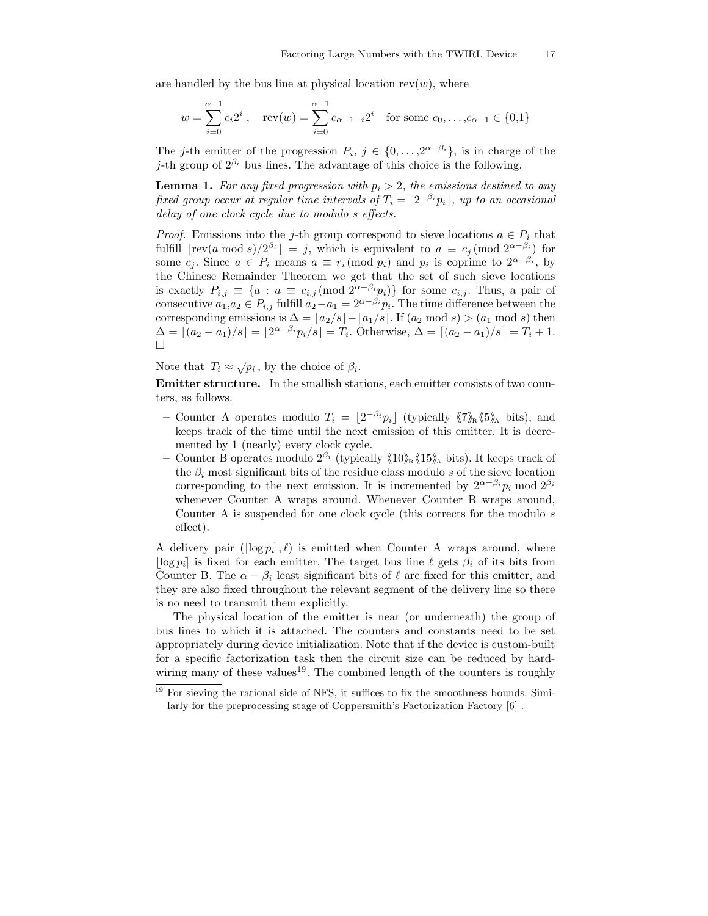are handled by the bus line at physical location $\text{rev}(w)$, where

$$w = \sum_{i=0}^{\alpha-1} c_i 2^i \ , \quad \text{rev}(w) = \sum_{i=0}^{\alpha-1} c_{\alpha-1-i} 2^i \quad \text{for some } c_0, \ldots, c_{\alpha-1} \in \{0,1\}$$

The $j$-th emitter of the progression $P_i$, $j \in \{0, \ldots, 2^{\alpha-\beta_i}\}$, is in charge of the $j$-th group of $2^{\beta_i}$ bus lines. The advantage of this choice is the following.

**Lemma 1.** *For any fixed progression with $p_i > 2$, the emissions destined to any fixed group occur at regular time intervals of $T_i = \lfloor 2^{-\beta_i} p_i \rfloor$, up to an occasional delay of one clock cycle due to modulo $s$ effects.*

*Proof.* Emissions into the $j$-th group correspond to sieve locations $a \in P_i$ that fulfill $\lfloor \text{rev}(a \bmod s)/2^{\beta_i} \rfloor = j$, which is equivalent to $a \equiv c_j \,(\bmod\, 2^{\alpha-\beta_i})$ for some $c_j$. Since $a \in P_i$ means $a \equiv r_i \,(\bmod\, p_i)$ and $p_i$ is coprime to $2^{\alpha-\beta_i}$, by the Chinese Remainder Theorem we get that the set of such sieve locations is exactly $P_{i,j} \equiv \{a : a \equiv c_{i,j} \,(\bmod\, 2^{\alpha-\beta_i} p_i)\}$ for some $c_{i,j}$. Thus, a pair of consecutive $a_1, a_2 \in P_{i,j}$ fulfill $a_2 - a_1 = 2^{\alpha-\beta_i} p_i$. The time difference between the corresponding emissions is $\Delta = \lfloor a_2/s \rfloor - \lfloor a_1/s \rfloor$. If $(a_2 \bmod s) > (a_1 \bmod s)$ then $\Delta = \lfloor (a_2 - a_1)/s \rfloor = \lfloor 2^{\alpha-\beta_i} p_i / s \rfloor = T_i$. Otherwise, $\Delta = \lceil (a_2 - a_1)/s \rceil = T_i + 1$. □

Note that $T_i \approx \sqrt{p_i}$, by the choice of $\beta_i$.

**Emitter structure.** In the smallish stations, each emitter consists of two counters, as follows.

- Counter A operates modulo $T_i = \lfloor 2^{-\beta_i} p_i \rfloor$ (typically $\langle\!\langle 7 \rangle\!\rangle_{\text{R}} \langle\!\langle 5 \rangle\!\rangle_{\text{A}}$ bits), and keeps track of the time until the next emission of this emitter. It is decremented by 1 (nearly) every clock cycle.
- Counter B operates modulo $2^{\beta_i}$ (typically $\langle\!\langle 10 \rangle\!\rangle_{\text{R}} \langle\!\langle 15 \rangle\!\rangle_{\text{A}}$ bits). It keeps track of the $\beta_i$ most significant bits of the residue class modulo $s$ of the sieve location corresponding to the next emission. It is incremented by $2^{\alpha-\beta_i} p_i \bmod 2^{\beta_i}$ whenever Counter A wraps around. Whenever Counter B wraps around, Counter A is suspended for one clock cycle (this corrects for the modulo $s$ effect).

A delivery pair $(\lfloor \log p_i \rceil, \ell)$ is emitted when Counter A wraps around, where $\lfloor \log p_i \rceil$ is fixed for each emitter. The target bus line $\ell$ gets $\beta_i$ of its bits from Counter B. The $\alpha - \beta_i$ least significant bits of $\ell$ are fixed for this emitter, and they are also fixed throughout the relevant segment of the delivery line so there is no need to transmit them explicitly.

The physical location of the emitter is near (or underneath) the group of bus lines to which it is attached. The counters and constants need to be set appropriately during device initialization. Note that if the device is custom-built for a specific factorization task then the circuit size can be reduced by hard-wiring many of these values[19]. The combined length of the counters is roughly

[19] For sieving the rational side of NFS, it suffices to fix the smoothness bounds. Similarly for the preprocessing stage of Coppersmith's Factorization Factory [6] .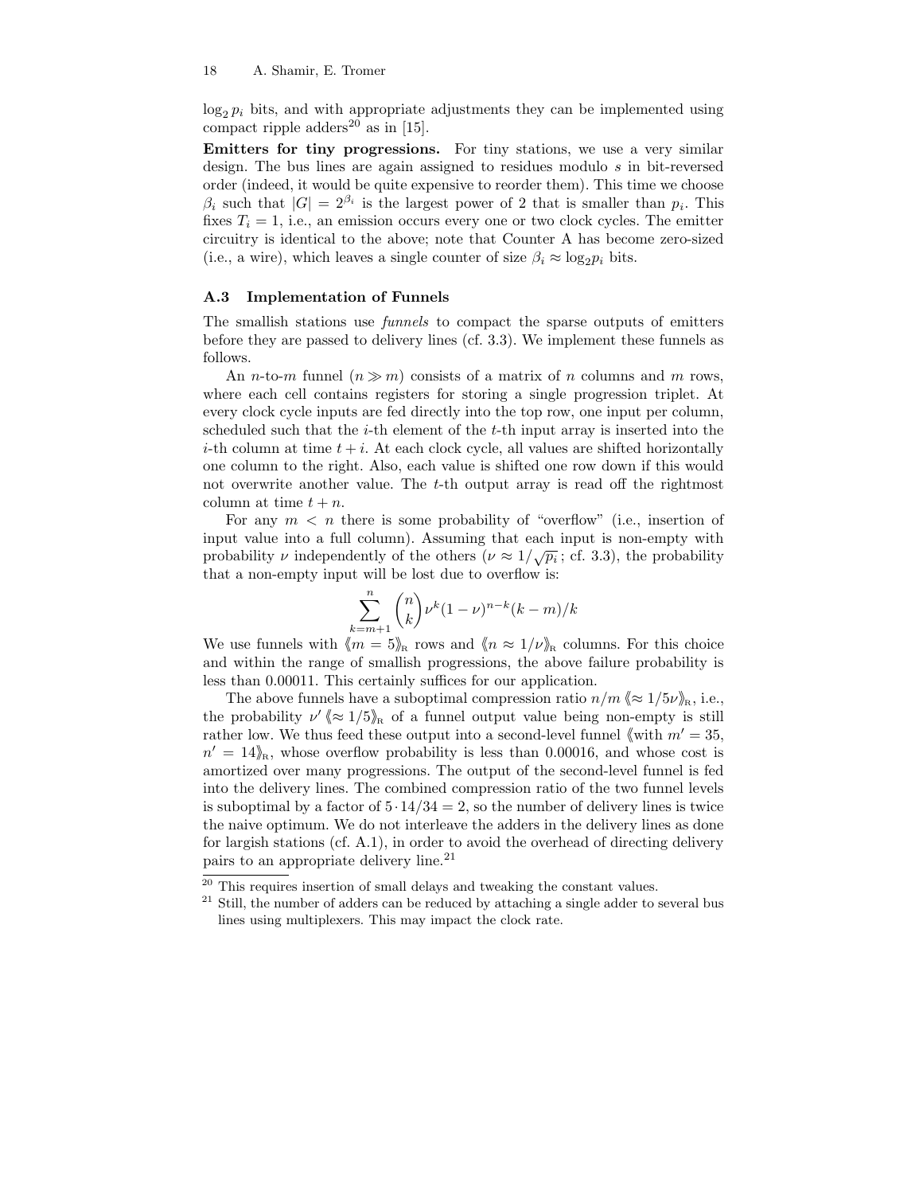$\log_2 p_i$ bits, and with appropriate adjustments they can be implemented using compact ripple adders[20] as in [15].

**Emitters for tiny progressions.** For tiny stations, we use a very similar design. The bus lines are again assigned to residues modulo $s$ in bit-reversed order (indeed, it would be quite expensive to reorder them). This time we choose $\beta_i$ such that $|G| = 2^{\beta_i}$ is the largest power of 2 that is smaller than $p_i$. This fixes $T_i = 1$, i.e., an emission occurs every one or two clock cycles. The emitter circuitry is identical to the above; note that Counter A has become zero-sized (i.e., a wire), which leaves a single counter of size $\beta_i \approx \log_2 p_i$ bits.

### A.3 Implementation of Funnels

The smallish stations use *funnels* to compact the sparse outputs of emitters before they are passed to delivery lines (cf. 3.3). We implement these funnels as follows.

An $n$-to-$m$ funnel ($n \gg m$) consists of a matrix of $n$ columns and $m$ rows, where each cell contains registers for storing a single progression triplet. At every clock cycle inputs are fed directly into the top row, one input per column, scheduled such that the $i$-th element of the $t$-th input array is inserted into the $i$-th column at time $t+i$. At each clock cycle, all values are shifted horizontally one column to the right. Also, each value is shifted one row down if this would not overwrite another value. The $t$-th output array is read off the rightmost column at time $t+n$.

For any $m < n$ there is some probability of "overflow" (i.e., insertion of input value into a full column). Assuming that each input is non-empty with probability $\nu$ independently of the others ($\nu \approx 1/\sqrt{p_i}$; cf. 3.3), the probability that a non-empty input will be lost due to overflow is:

$$\sum_{k=m+1}^{n} \binom{n}{k} \nu^k (1-\nu)^{n-k} (k-m)/k$$

We use funnels with $\langle\!\langle m = 5 \rangle\!\rangle_{\mathrm{R}}$ rows and $\langle\!\langle n \approx 1/\nu \rangle\!\rangle_{\mathrm{R}}$ columns. For this choice and within the range of smallish progressions, the above failure probability is less than 0.00011. This certainly suffices for our application.

The above funnels have a suboptimal compression ratio $n/m$ $\langle\!\langle \approx 1/5\nu \rangle\!\rangle_{\mathrm{R}}$, i.e., the probability $\nu'$ $\langle\!\langle \approx 1/5 \rangle\!\rangle_{\mathrm{R}}$ of a funnel output value being non-empty is still rather low. We thus feed these output into a second-level funnel $\langle\!\langle$with $m' = 35$, $n' = 14\rangle\!\rangle_{\mathrm{R}}$, whose overflow probability is less than 0.00016, and whose cost is amortized over many progressions. The output of the second-level funnel is fed into the delivery lines. The combined compression ratio of the two funnel levels is suboptimal by a factor of $5 \cdot 14/34 = 2$, so the number of delivery lines is twice the naive optimum. We do not interleave the adders in the delivery lines as done for largish stations (cf. A.1), in order to avoid the overhead of directing delivery pairs to an appropriate delivery line.[21]

---

[20] This requires insertion of small delays and tweaking the constant values.

[21] Still, the number of adders can be reduced by attaching a single adder to several bus lines using multiplexers. This may impact the clock rate.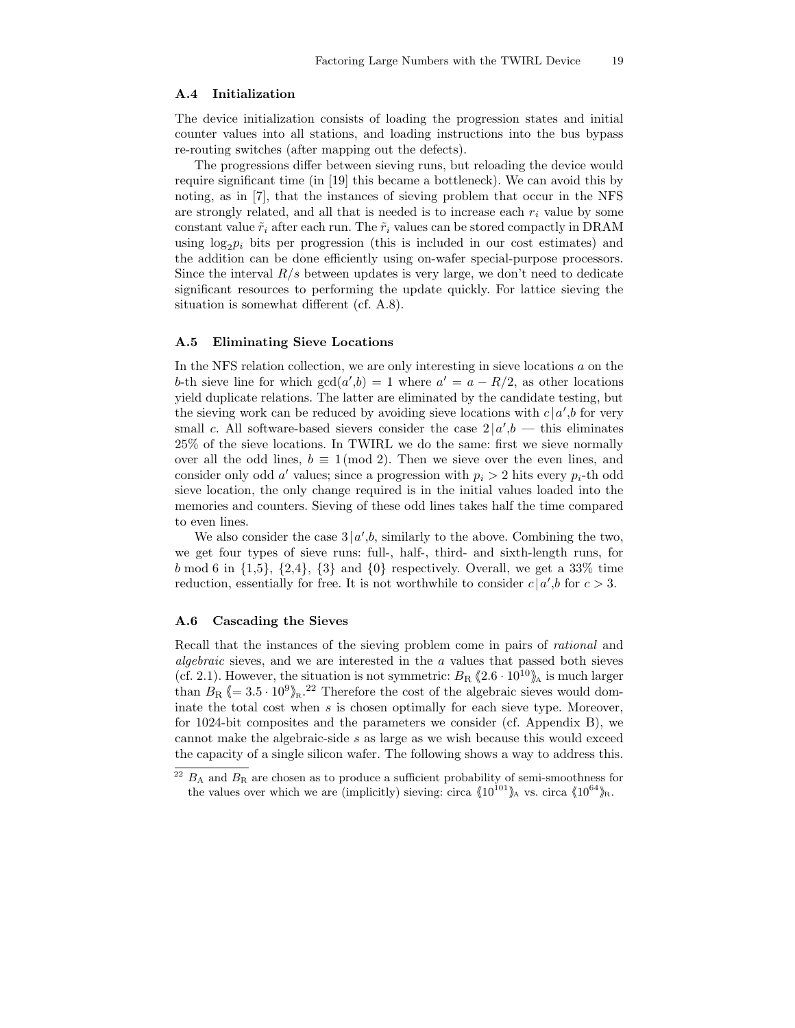### A.4 Initialization

The device initialization consists of loading the progression states and initial counter values into all stations, and loading instructions into the bus bypass re-routing switches (after mapping out the defects).

The progressions differ between sieving runs, but reloading the device would require significant time (in [19] this became a bottleneck). We can avoid this by noting, as in [7], that the instances of sieving problem that occur in the NFS are strongly related, and all that is needed is to increase each $r_i$ value by some constant value $\tilde{r}_i$ after each run. The $\tilde{r}_i$ values can be stored compactly in DRAM using $\log_2 p_i$ bits per progression (this is included in our cost estimates) and the addition can be done efficiently using on-wafer special-purpose processors. Since the interval $R/s$ between updates is very large, we don't need to dedicate significant resources to performing the update quickly. For lattice sieving the situation is somewhat different (cf. A.8).

### A.5 Eliminating Sieve Locations

In the NFS relation collection, we are only interesting in sieve locations $a$ on the $b$-th sieve line for which $\gcd(a',b) = 1$ where $a' = a - R/2$, as other locations yield duplicate relations. The latter are eliminated by the candidate testing, but the sieving work can be reduced by avoiding sieve locations with $c \,|\, a',b$ for very small $c$. All software-based sievers consider the case $2 \,|\, a',b$ — this eliminates 25% of the sieve locations. In TWIRL we do the same: first we sieve normally over all the odd lines, $b \equiv 1 \pmod 2$. Then we sieve over the even lines, and consider only odd $a'$ values; since a progression with $p_i > 2$ hits every $p_i$-th odd sieve location, the only change required is in the initial values loaded into the memories and counters. Sieving of these odd lines takes half the time compared to even lines.

We also consider the case $3 \,|\, a',b$, similarly to the above. Combining the two, we get four types of sieve runs: full-, half-, third- and sixth-length runs, for $b \bmod 6$ in {1,5}, {2,4}, {3} and {0} respectively. Overall, we get a 33% time reduction, essentially for free. It is not worthwhile to consider $c \,|\, a',b$ for $c > 3$.

### A.6 Cascading the Sieves

Recall that the instances of the sieving problem come in pairs of *rational* and *algebraic* sieves, and we are interested in the $a$ values that passed both sieves (cf. 2.1). However, the situation is not symmetric: $B_{\mathrm{R}} \langle\!\langle 2.6 \cdot 10^{10} \rangle\!\rangle_{\mathrm{A}}$ is much larger than $B_{\mathrm{R}} \langle\!\langle = 3.5 \cdot 10^{9} \rangle\!\rangle_{\mathrm{R}}$.[22] Therefore the cost of the algebraic sieves would dominate the total cost when $s$ is chosen optimally for each sieve type. Moreover, for 1024-bit composites and the parameters we consider (cf. Appendix B), we cannot make the algebraic-side $s$ as large as we wish because this would exceed the capacity of a single silicon wafer. The following shows a way to address this.

[22] $B_{\mathrm{A}}$ and $B_{\mathrm{R}}$ are chosen as to produce a sufficient probability of semi-smoothness for the values over which we are (implicitly) sieving: circa $\langle\!\langle 10^{101} \rangle\!\rangle_{\mathrm{A}}$ vs. circa $\langle\!\langle 10^{64} \rangle\!\rangle_{\mathrm{R}}$.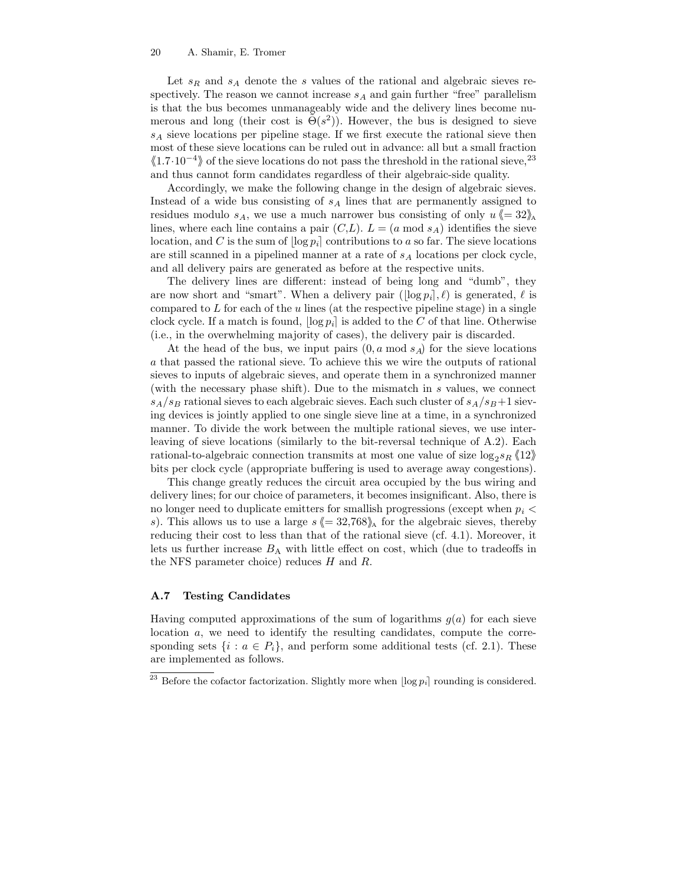Let $s_R$ and $s_A$ denote the $s$ values of the rational and algebraic sieves respectively. The reason we cannot increase $s_A$ and gain further "free" parallelism is that the bus becomes unmanageably wide and the delivery lines become numerous and long (their cost is $\tilde{\Theta}(s^2)$). However, the bus is designed to sieve $s_A$ sieve locations per pipeline stage. If we first execute the rational sieve then most of these sieve locations can be ruled out in advance: all but a small fraction $\langle\!\langle 1.7 \cdot 10^{-4} \rangle\!\rangle$ of the sieve locations do not pass the threshold in the rational sieve,[23] and thus cannot form candidates regardless of their algebraic-side quality.

Accordingly, we make the following change in the design of algebraic sieves. Instead of a wide bus consisting of $s_A$ lines that are permanently assigned to residues modulo $s_A$, we use a much narrower bus consisting of only $u \, \langle\!\langle = 32 \rangle\!\rangle_{\text{A}}$ lines, where each line contains a pair $(C,L)$. $L = (a \bmod s_A)$ identifies the sieve location, and $C$ is the sum of $\lfloor \log p_i \rceil$ contributions to $a$ so far. The sieve locations are still scanned in a pipelined manner at a rate of $s_A$ locations per clock cycle, and all delivery pairs are generated as before at the respective units.

The delivery lines are different: instead of being long and "dumb", they are now short and "smart". When a delivery pair $(\lfloor \log p_i \rceil, \ell)$ is generated, $\ell$ is compared to $L$ for each of the $u$ lines (at the respective pipeline stage) in a single clock cycle. If a match is found, $\lfloor \log p_i \rceil$ is added to the $C$ of that line. Otherwise (i.e., in the overwhelming majority of cases), the delivery pair is discarded.

At the head of the bus, we input pairs $(0, a \bmod s_A)$ for the sieve locations $a$ that passed the rational sieve. To achieve this we wire the outputs of rational sieves to inputs of algebraic sieves, and operate them in a synchronized manner (with the necessary phase shift). Due to the mismatch in $s$ values, we connect $s_A/s_B$ rational sieves to each algebraic sieves. Each such cluster of $s_A/s_B+1$ sieving devices is jointly applied to one single sieve line at a time, in a synchronized manner. To divide the work between the multiple rational sieves, we use interleaving of sieve locations (similarly to the bit-reversal technique of A.2). Each rational-to-algebraic connection transmits at most one value of size $\log_2 s_R \, \langle\!\langle 12 \rangle\!\rangle$ bits per clock cycle (appropriate buffering is used to average away congestions).

This change greatly reduces the circuit area occupied by the bus wiring and delivery lines; for our choice of parameters, it becomes insignificant. Also, there is no longer need to duplicate emitters for smallish progressions (except when $p_i < s$). This allows us to use a large $s \, \langle\!\langle = 32{,}768 \rangle\!\rangle_{\text{A}}$ for the algebraic sieves, thereby reducing their cost to less than that of the rational sieve (cf. 4.1). Moreover, it lets us further increase $B_{\text{A}}$ with little effect on cost, which (due to tradeoffs in the NFS parameter choice) reduces $H$ and $R$.

### A.7 Testing Candidates

Having computed approximations of the sum of logarithms $g(a)$ for each sieve location $a$, we need to identify the resulting candidates, compute the corresponding sets $\{i : a \in P_i\}$, and perform some additional tests (cf. 2.1). These are implemented as follows.

[23] Before the cofactor factorization. Slightly more when $\lfloor \log p_i \rceil$ rounding is considered.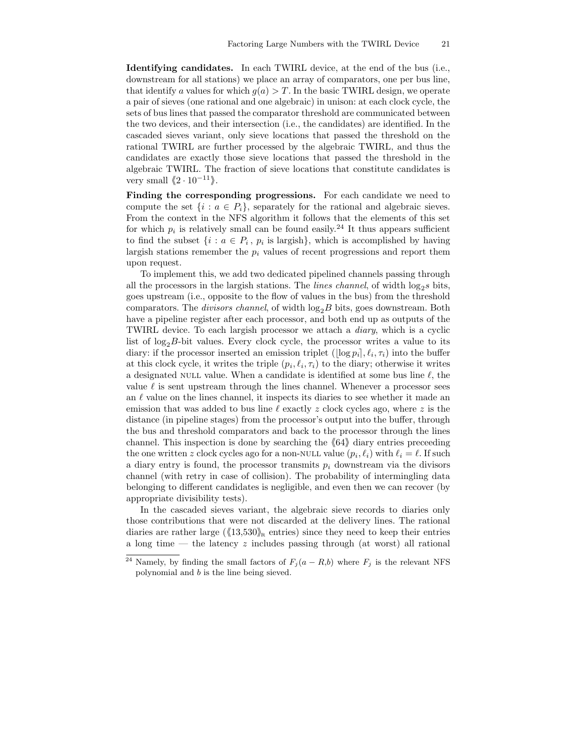**Identifying candidates.** In each TWIRL device, at the end of the bus (i.e., downstream for all stations) we place an array of comparators, one per bus line, that identify $a$ values for which $g(a) > T$. In the basic TWIRL design, we operate a pair of sieves (one rational and one algebraic) in unison: at each clock cycle, the sets of bus lines that passed the comparator threshold are communicated between the two devices, and their intersection (i.e., the candidates) are identified. In the cascaded sieves variant, only sieve locations that passed the threshold on the rational TWIRL are further processed by the algebraic TWIRL, and thus the candidates are exactly those sieve locations that passed the threshold in the algebraic TWIRL. The fraction of sieve locations that constitute candidates is very small $\langle\!\langle 2 \cdot 10^{-11} \rangle\!\rangle$.

**Finding the corresponding progressions.** For each candidate we need to compute the set $\{i : a \in P_i\}$, separately for the rational and algebraic sieves. From the context in the NFS algorithm it follows that the elements of this set for which $p_i$ is relatively small can be found easily.[24] It thus appears sufficient to find the subset $\{i : a \in P_i\, ,\, p_i \text{ is largish}\}$, which is accomplished by having largish stations remember the $p_i$ values of recent progressions and report them upon request.

To implement this, we add two dedicated pipelined channels passing through all the processors in the largish stations. The *lines channel*, of width $\log_2 s$ bits, goes upstream (i.e., opposite to the flow of values in the bus) from the threshold comparators. The *divisors channel*, of width $\log_2 B$ bits, goes downstream. Both have a pipeline register after each processor, and both end up as outputs of the TWIRL device. To each largish processor we attach a *diary*, which is a cyclic list of $\log_2 B$-bit values. Every clock cycle, the processor writes a value to its diary: if the processor inserted an emission triplet $(\lfloor \log p_i \rceil, \ell_i, \tau_i)$ into the buffer at this clock cycle, it writes the triple $(p_i, \ell_i, \tau_i)$ to the diary; otherwise it writes a designated NULL value. When a candidate is identified at some bus line $\ell$, the value $\ell$ is sent upstream through the lines channel. Whenever a processor sees an $\ell$ value on the lines channel, it inspects its diaries to see whether it made an emission that was added to bus line $\ell$ exactly $z$ clock cycles ago, where $z$ is the distance (in pipeline stages) from the processor's output into the buffer, through the bus and threshold comparators and back to the processor through the lines channel. This inspection is done by searching the $\langle\!\langle 64 \rangle\!\rangle$ diary entries preceeding the one written $z$ clock cycles ago for a non-NULL value $(p_i, \ell_i)$ with $\ell_i = \ell$. If such a diary entry is found, the processor transmits $p_i$ downstream via the divisors channel (with retry in case of collision). The probability of intermingling data belonging to different candidates is negligible, and even then we can recover (by appropriate divisibility tests).

In the cascaded sieves variant, the algebraic sieve records to diaries only those contributions that were not discarded at the delivery lines. The rational diaries are rather large ($\langle\!\langle 13{,}530 \rangle\!\rangle_{\text{R}}$ entries) since they need to keep their entries a long time — the latency $z$ includes passing through (at worst) all rational

[24] Namely, by finding the small factors of $F_j(a - R, b)$ where $F_j$ is the relevant NFS polynomial and $b$ is the line being sieved.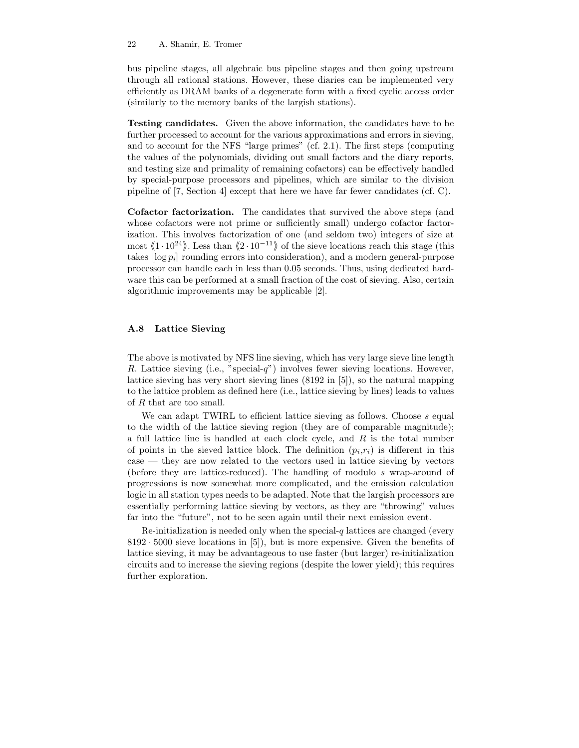bus pipeline stages, all algebraic bus pipeline stages and then going upstream through all rational stations. However, these diaries can be implemented very efficiently as DRAM banks of a degenerate form with a fixed cyclic access order (similarly to the memory banks of the largish stations).

**Testing candidates.** Given the above information, the candidates have to be further processed to account for the various approximations and errors in sieving, and to account for the NFS "large primes" (cf. 2.1). The first steps (computing the values of the polynomials, dividing out small factors and the diary reports, and testing size and primality of remaining cofactors) can be effectively handled by special-purpose processors and pipelines, which are similar to the division pipeline of [7, Section 4] except that here we have far fewer candidates (cf. C).

**Cofactor factorization.** The candidates that survived the above steps (and whose cofactors were not prime or sufficiently small) undergo cofactor factorization. This involves factorization of one (and seldom two) integers of size at most $\langle\!\langle 1 \cdot 10^{24} \rangle\!\rangle$. Less than $\langle\!\langle 2 \cdot 10^{-11} \rangle\!\rangle$ of the sieve locations reach this stage (this takes $\lfloor \log p_i \rceil$ rounding errors into consideration), and a modern general-purpose processor can handle each in less than 0.05 seconds. Thus, using dedicated hardware this can be performed at a small fraction of the cost of sieving. Also, certain algorithmic improvements may be applicable [2].

### A.8 Lattice Sieving

The above is motivated by NFS line sieving, which has very large sieve line length $R$. Lattice sieving (i.e., "special-$q$") involves fewer sieving locations. However, lattice sieving has very short sieving lines (8192 in [5]), so the natural mapping to the lattice problem as defined here (i.e., lattice sieving by lines) leads to values of $R$ that are too small.

We can adapt TWIRL to efficient lattice sieving as follows. Choose $s$ equal to the width of the lattice sieving region (they are of comparable magnitude); a full lattice line is handled at each clock cycle, and $R$ is the total number of points in the sieved lattice block. The definition $(p_i, r_i)$ is different in this case — they are now related to the vectors used in lattice sieving by vectors (before they are lattice-reduced). The handling of modulo $s$ wrap-around of progressions is now somewhat more complicated, and the emission calculation logic in all station types needs to be adapted. Note that the largish processors are essentially performing lattice sieving by vectors, as they are "throwing" values far into the "future", not to be seen again until their next emission event.

Re-initialization is needed only when the special-$q$ lattices are changed (every $8192 \cdot 5000$ sieve locations in [5]), but is more expensive. Given the benefits of lattice sieving, it may be advantageous to use faster (but larger) re-initialization circuits and to increase the sieving regions (despite the lower yield); this requires further exploration.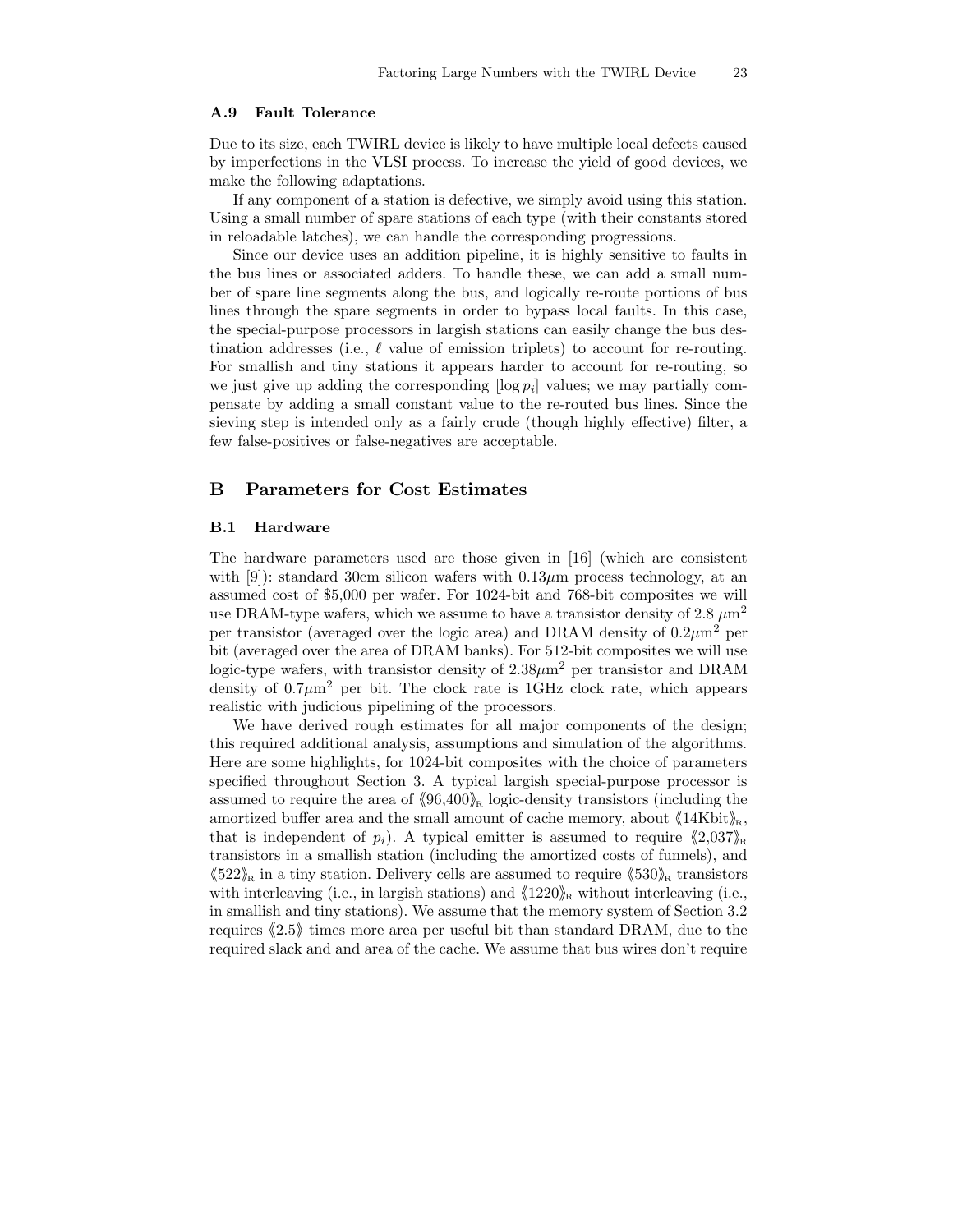### A.9 Fault Tolerance

Due to its size, each TWIRL device is likely to have multiple local defects caused by imperfections in the VLSI process. To increase the yield of good devices, we make the following adaptations.

If any component of a station is defective, we simply avoid using this station. Using a small number of spare stations of each type (with their constants stored in reloadable latches), we can handle the corresponding progressions.

Since our device uses an addition pipeline, it is highly sensitive to faults in the bus lines or associated adders. To handle these, we can add a small number of spare line segments along the bus, and logically re-route portions of bus lines through the spare segments in order to bypass local faults. In this case, the special-purpose processors in largish stations can easily change the bus destination addresses (i.e., $\ell$ value of emission triplets) to account for re-routing. For smallish and tiny stations it appears harder to account for re-routing, so we just give up adding the corresponding $\lfloor \log p_i \rceil$ values; we may partially compensate by adding a small constant value to the re-routed bus lines. Since the sieving step is intended only as a fairly crude (though highly effective) filter, a few false-positives or false-negatives are acceptable.

## B Parameters for Cost Estimates

### B.1 Hardware

The hardware parameters used are those given in [16] (which are consistent with [9]): standard 30cm silicon wafers with $0.13\mu$m process technology, at an assumed cost of \$5,000 per wafer. For 1024-bit and 768-bit composites we will use DRAM-type wafers, which we assume to have a transistor density of 2.8 $\mu\text{m}^2$ per transistor (averaged over the logic area) and DRAM density of $0.2\mu\text{m}^2$ per bit (averaged over the area of DRAM banks). For 512-bit composites we will use logic-type wafers, with transistor density of $2.38\mu\text{m}^2$ per transistor and DRAM density of $0.7\mu\text{m}^2$ per bit. The clock rate is 1GHz clock rate, which appears realistic with judicious pipelining of the processors.

We have derived rough estimates for all major components of the design; this required additional analysis, assumptions and simulation of the algorithms. Here are some highlights, for 1024-bit composites with the choice of parameters specified throughout Section 3. A typical largish special-purpose processor is assumed to require the area of $\langle\!\langle 96{,}400 \rangle\!\rangle_{\text{R}}$ logic-density transistors (including the amortized buffer area and the small amount of cache memory, about $\langle\!\langle 14\text{Kbit} \rangle\!\rangle_{\text{R}}$, that is independent of $p_i$). A typical emitter is assumed to require $\langle\!\langle 2{,}037 \rangle\!\rangle_{\text{R}}$ transistors in a smallish station (including the amortized costs of funnels), and $\langle\!\langle 522 \rangle\!\rangle_{\text{R}}$ in a tiny station. Delivery cells are assumed to require $\langle\!\langle 530 \rangle\!\rangle_{\text{R}}$ transistors with interleaving (i.e., in largish stations) and $\langle\!\langle 1220 \rangle\!\rangle_{\text{R}}$ without interleaving (i.e., in smallish and tiny stations). We assume that the memory system of Section 3.2 requires $\langle\!\langle 2.5 \rangle\!\rangle$ times more area per useful bit than standard DRAM, due to the required slack and and area of the cache. We assume that bus wires don't require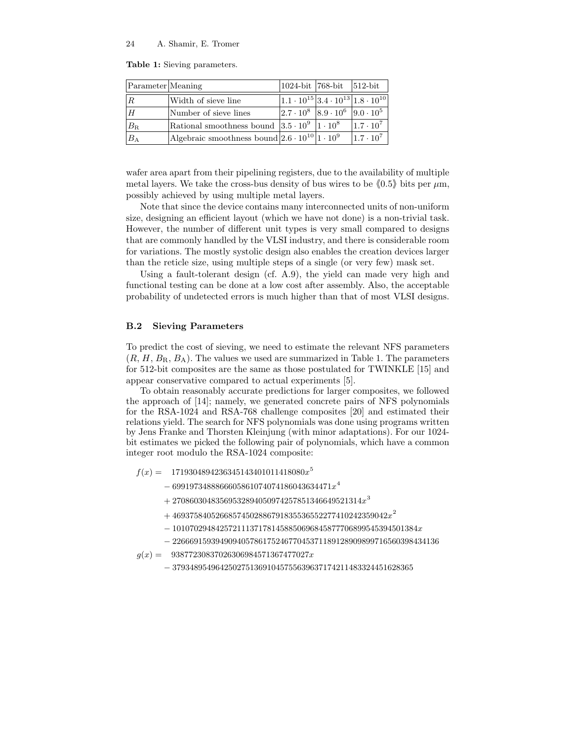**Table 1:** Sieving parameters.

| Parameter | Meaning | 1024-bit | 768-bit | 512-bit |
| --- | --- | --- | --- | --- |
| $R$ | Width of sieve line | $1.1 \cdot 10^{15}$ | $3.4 \cdot 10^{13}$ | $1.8 \cdot 10^{10}$ |
| $H$ | Number of sieve lines | $2.7 \cdot 10^{8}$ | $8.9 \cdot 10^{6}$ | $9.0 \cdot 10^{5}$ |
| $B_{\mathrm{R}}$ | Rational smoothness bound | $3.5 \cdot 10^{9}$ | $1 \cdot 10^{8}$ | $1.7 \cdot 10^{7}$ |
| $B_{\mathrm{A}}$ | Algebraic smoothness bound | $2.6 \cdot 10^{10}$ | $1 \cdot 10^{9}$ | $1.7 \cdot 10^{7}$ |

wafer area apart from their pipelining registers, due to the availability of multiple metal layers. We take the cross-bus density of bus wires to be ⟪0.5⟫ bits per $\mu$m, possibly achieved by using multiple metal layers.

Note that since the device contains many interconnected units of non-uniform size, designing an efficient layout (which we have not done) is a non-trivial task. However, the number of different unit types is very small compared to designs that are commonly handled by the VLSI industry, and there is considerable room for variations. The mostly systolic design also enables the creation devices larger than the reticle size, using multiple steps of a single (or very few) mask set.

Using a fault-tolerant design (cf. A.9), the yield can made very high and functional testing can be done at a low cost after assembly. Also, the acceptable probability of undetected errors is much higher than that of most VLSI designs.

### B.2 Sieving Parameters

To predict the cost of sieving, we need to estimate the relevant NFS parameters ($R$, $H$, $B_{\mathrm{R}}$, $B_{\mathrm{A}}$). The values we used are summarized in Table 1. The parameters for 512-bit composites are the same as those postulated for TWINKLE [15] and appear conservative compared to actual experiments [5].

To obtain reasonably accurate predictions for larger composites, we followed the approach of [14]; namely, we generated concrete pairs of NFS polynomials for the RSA-1024 and RSA-768 challenge composites [20] and estimated their relations yield. The search for NFS polynomials was done using programs written by Jens Franke and Thorsten Kleinjung (with minor adaptations). For our 1024-bit estimates we picked the following pair of polynomials, which have a common integer root modulo the RSA-1024 composite:

$$
\begin{aligned}
f(x) = \;& 1719304894236345143401011418080x^5 \\
& - 6991973488866605861074074186043634471x^4 \\
& + 27086030483569532894050974257851346649521314x^3 \\
& + 46937584052668574502886791835536552277410242359042x^2 \\
& - 101070294842572111371781458850696845877706899545394501384x \\
& - 22666915939490940578617524677045371189128909899716560398434136 \\
g(x) = \;& 93877230837026306984571367477027x \\
& - 37934895496425027513691045755639637174211483324451628365
\end{aligned}
$$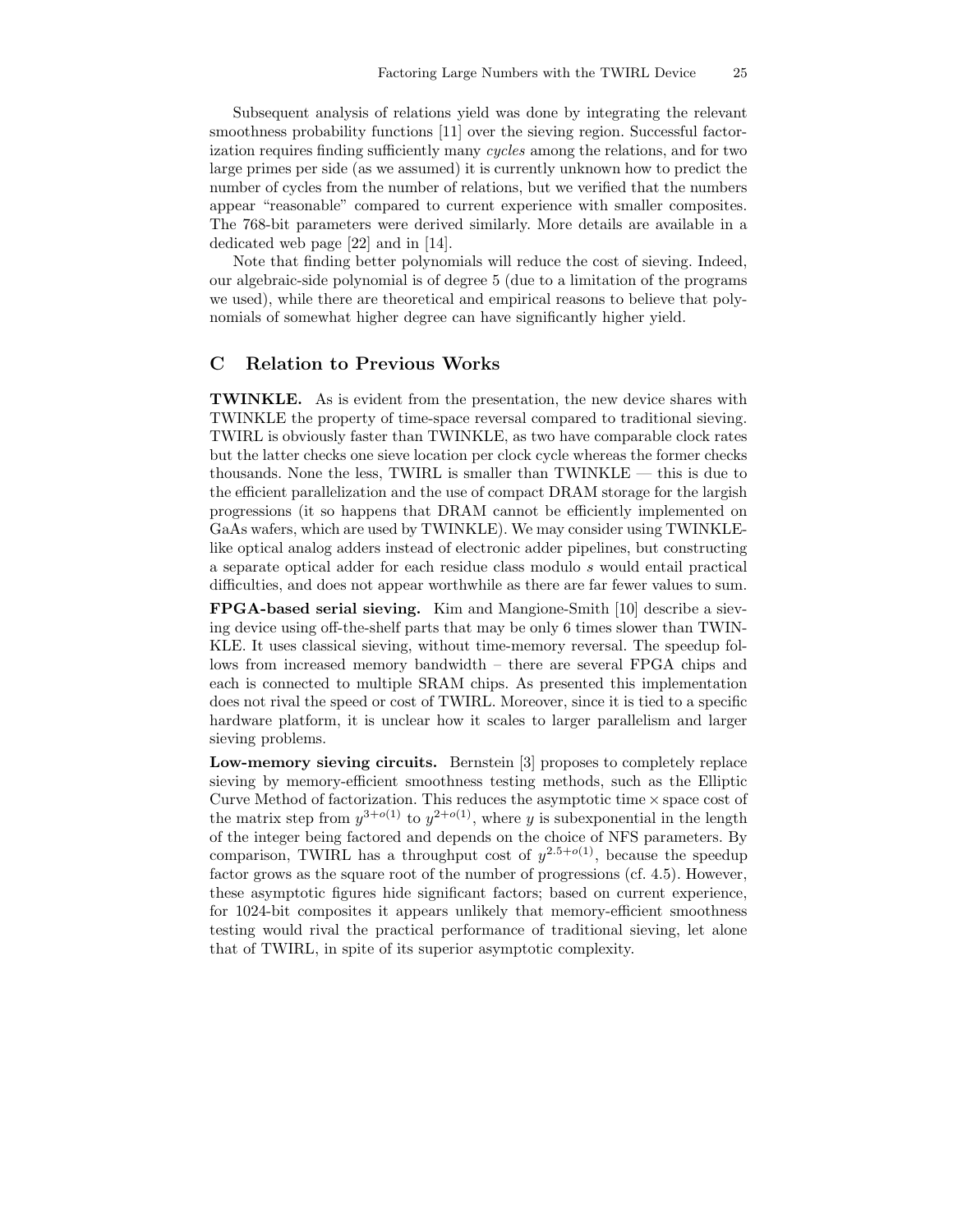Subsequent analysis of relations yield was done by integrating the relevant smoothness probability functions [11] over the sieving region. Successful factorization requires finding sufficiently many *cycles* among the relations, and for two large primes per side (as we assumed) it is currently unknown how to predict the number of cycles from the number of relations, but we verified that the numbers appear "reasonable" compared to current experience with smaller composites. The 768-bit parameters were derived similarly. More details are available in a dedicated web page [22] and in [14].

Note that finding better polynomials will reduce the cost of sieving. Indeed, our algebraic-side polynomial is of degree 5 (due to a limitation of the programs we used), while there are theoretical and empirical reasons to believe that polynomials of somewhat higher degree can have significantly higher yield.

## C Relation to Previous Works

**TWINKLE.** As is evident from the presentation, the new device shares with TWINKLE the property of time-space reversal compared to traditional sieving. TWIRL is obviously faster than TWINKLE, as two have comparable clock rates but the latter checks one sieve location per clock cycle whereas the former checks thousands. None the less, TWIRL is smaller than TWINKLE — this is due to the efficient parallelization and the use of compact DRAM storage for the largish progressions (it so happens that DRAM cannot be efficiently implemented on GaAs wafers, which are used by TWINKLE). We may consider using TWINKLE-like optical analog adders instead of electronic adder pipelines, but constructing a separate optical adder for each residue class modulo $s$ would entail practical difficulties, and does not appear worthwhile as there are far fewer values to sum.

**FPGA-based serial sieving.** Kim and Mangione-Smith [10] describe a sieving device using off-the-shelf parts that may be only 6 times slower than TWINKLE. It uses classical sieving, without time-memory reversal. The speedup follows from increased memory bandwidth – there are several FPGA chips and each is connected to multiple SRAM chips. As presented this implementation does not rival the speed or cost of TWIRL. Moreover, since it is tied to a specific hardware platform, it is unclear how it scales to larger parallelism and larger sieving problems.

**Low-memory sieving circuits.** Bernstein [3] proposes to completely replace sieving by memory-efficient smoothness testing methods, such as the Elliptic Curve Method of factorization. This reduces the asymptotic time $\times$ space cost of the matrix step from $y^{3+o(1)}$ to $y^{2+o(1)}$, where $y$ is subexponential in the length of the integer being factored and depends on the choice of NFS parameters. By comparison, TWIRL has a throughput cost of $y^{2.5+o(1)}$, because the speedup factor grows as the square root of the number of progressions (cf. 4.5). However, these asymptotic figures hide significant factors; based on current experience, for 1024-bit composites it appears unlikely that memory-efficient smoothness testing would rival the practical performance of traditional sieving, let alone that of TWIRL, in spite of its superior asymptotic complexity.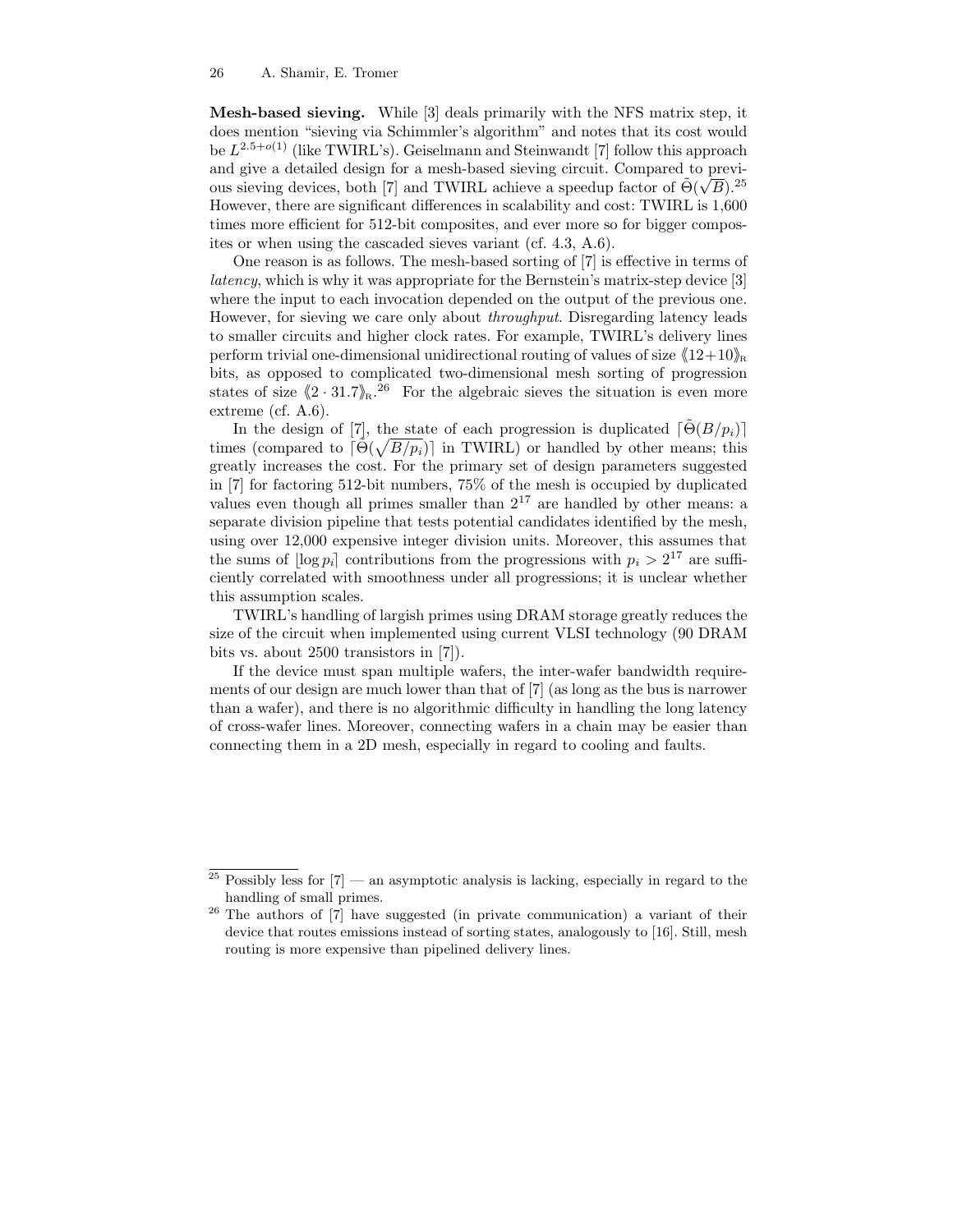**Mesh-based sieving.** While [3] deals primarily with the NFS matrix step, it does mention "sieving via Schimmler's algorithm" and notes that its cost would be $L^{2.5+o(1)}$ (like TWIRL's). Geiselmann and Steinwandt [7] follow this approach and give a detailed design for a mesh-based sieving circuit. Compared to previous sieving devices, both [7] and TWIRL achieve a speedup factor of $\tilde{\Theta}(\sqrt{B})$.[25] However, there are significant differences in scalability and cost: TWIRL is 1,600 times more efficient for 512-bit composites, and ever more so for bigger composites or when using the cascaded sieves variant (cf. 4.3, A.6).

One reason is as follows. The mesh-based sorting of [7] is effective in terms of *latency*, which is why it was appropriate for the Bernstein's matrix-step device [3] where the input to each invocation depended on the output of the previous one. However, for sieving we care only about *throughput*. Disregarding latency leads to smaller circuits and higher clock rates. For example, TWIRL's delivery lines perform trivial one-dimensional unidirectional routing of values of size $\langle\!\langle 12+10 \rangle\!\rangle_{\mathrm{R}}$ bits, as opposed to complicated two-dimensional mesh sorting of progression states of size $\langle\!\langle 2 \cdot 31.7 \rangle\!\rangle_{\mathrm{R}}$.[26] For the algebraic sieves the situation is even more extreme (cf. A.6).

In the design of [7], the state of each progression is duplicated $\lceil \tilde{\Theta}(B/p_i) \rceil$ times (compared to $\lceil \tilde{\Theta}(\sqrt{B/p_i}) \rceil$ in TWIRL) or handled by other means; this greatly increases the cost. For the primary set of design parameters suggested in [7] for factoring 512-bit numbers, 75% of the mesh is occupied by duplicated values even though all primes smaller than $2^{17}$ are handled by other means: a separate division pipeline that tests potential candidates identified by the mesh, using over 12,000 expensive integer division units. Moreover, this assumes that the sums of $\lfloor \log p_i \rceil$ contributions from the progressions with $p_i > 2^{17}$ are sufficiently correlated with smoothness under all progressions; it is unclear whether this assumption scales.

TWIRL's handling of largish primes using DRAM storage greatly reduces the size of the circuit when implemented using current VLSI technology (90 DRAM bits vs. about 2500 transistors in [7]).

If the device must span multiple wafers, the inter-wafer bandwidth requirements of our design are much lower than that of [7] (as long as the bus is narrower than a wafer), and there is no algorithmic difficulty in handling the long latency of cross-wafer lines. Moreover, connecting wafers in a chain may be easier than connecting them in a 2D mesh, especially in regard to cooling and faults.

---

[25] Possibly less for [7] — an asymptotic analysis is lacking, especially in regard to the handling of small primes.

[26] The authors of [7] have suggested (in private communication) a variant of their device that routes emissions instead of sorting states, analogously to [16]. Still, mesh routing is more expensive than pipelined delivery lines.